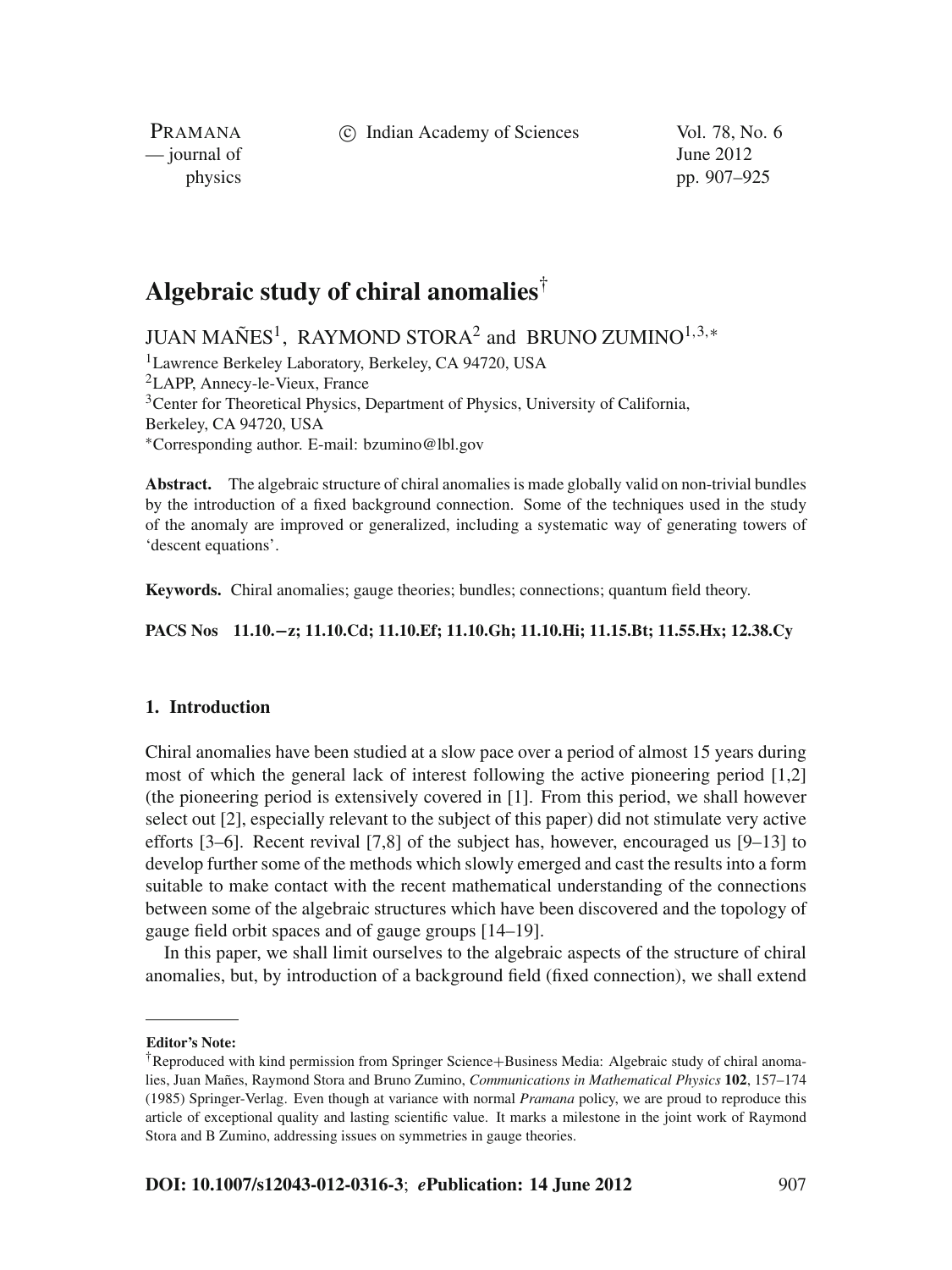# Algebraic study of chiral anomalies†

JUAN MAÑES[1], RAYMOND STORA[2] and BRUNO ZUMINO[1,3,*]

[1]Lawrence Berkeley Laboratory, Berkeley, CA 94720, USA
[2]LAPP, Annecy-le-Vieux, France
[3]Center for Theoretical Physics, Department of Physics, University of California, Berkeley, CA 94720, USA
*Corresponding author. E-mail: bzumino@lbl.gov

**Abstract.** The algebraic structure of chiral anomalies is made globally valid on non-trivial bundles by the introduction of a fixed background connection. Some of the techniques used in the study of the anomaly are improved or generalized, including a systematic way of generating towers of 'descent equations'.

**Keywords.** Chiral anomalies; gauge theories; bundles; connections; quantum field theory.

**PACS Nos** 11.10.−z; 11.10.Cd; 11.10.Ef; 11.10.Gh; 11.10.Hi; 11.15.Bt; 11.55.Hx; 12.38.Cy

## 1. Introduction

Chiral anomalies have been studied at a slow pace over a period of almost 15 years during most of which the general lack of interest following the active pioneering period [1,2] (the pioneering period is extensively covered in [1]. From this period, we shall however select out [2], especially relevant to the subject of this paper) did not stimulate very active efforts [3–6]. Recent revival [7,8] of the subject has, however, encouraged us [9–13] to develop further some of the methods which slowly emerged and cast the results into a form suitable to make contact with the recent mathematical understanding of the connections between some of the algebraic structures which have been discovered and the topology of gauge field orbit spaces and of gauge groups [14–19].

In this paper, we shall limit ourselves to the algebraic aspects of the structure of chiral anomalies, but, by introduction of a background field (fixed connection), we shall extend

**Editor's Note:**

†Reproduced with kind permission from Springer Science+Business Media: Algebraic study of chiral anomalies, Juan Mañes, Raymond Stora and Bruno Zumino, *Communications in Mathematical Physics* **102**, 157–174 (1985) Springer-Verlag. Even though at variance with normal *Pramana* policy, we are proud to reproduce this article of exceptional quality and lasting scientific value. It marks a milestone in the joint work of Raymond Stora and B Zumino, addressing issues on symmetries in gauge theories.

**DOI: 10.1007/s12043-012-0316-3**; ***e*Publication: 14 June 2012**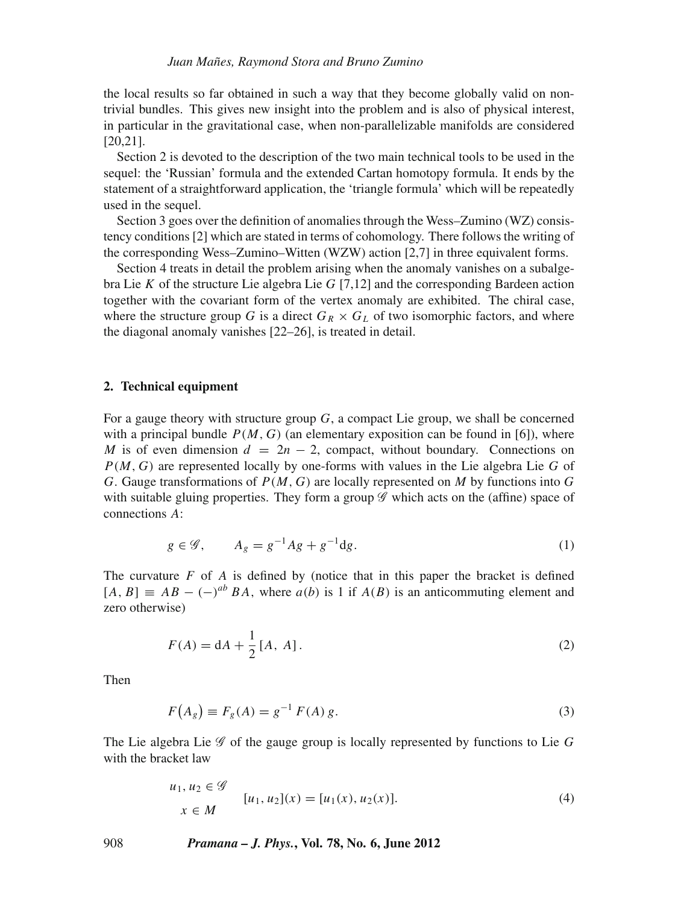the local results so far obtained in such a way that they become globally valid on non-trivial bundles. This gives new insight into the problem and is also of physical interest, in particular in the gravitational case, when non-parallelizable manifolds are considered [20,21].

Section 2 is devoted to the description of the two main technical tools to be used in the sequel: the 'Russian' formula and the extended Cartan homotopy formula. It ends by the statement of a straightforward application, the 'triangle formula' which will be repeatedly used in the sequel.

Section 3 goes over the definition of anomalies through the Wess–Zumino (WZ) consistency conditions [2] which are stated in terms of cohomology. There follows the writing of the corresponding Wess–Zumino–Witten (WZW) action [2,7] in three equivalent forms.

Section 4 treats in detail the problem arising when the anomaly vanishes on a subalgebra Lie $K$ of the structure Lie algebra Lie $G$ [7,12] and the corresponding Bardeen action together with the covariant form of the vertex anomaly are exhibited. The chiral case, where the structure group $G$ is a direct $G_R \times G_L$ of two isomorphic factors, and where the diagonal anomaly vanishes [22–26], is treated in detail.

## 2. Technical equipment

For a gauge theory with structure group $G$, a compact Lie group, we shall be concerned with a principal bundle $P(M, G)$ (an elementary exposition can be found in [6]), where $M$ is of even dimension $d = 2n - 2$, compact, without boundary. Connections on $P(M, G)$ are represented locally by one-forms with values in the Lie algebra Lie $G$ of $G$. Gauge transformations of $P(M, G)$ are locally represented on $M$ by functions into $G$ with suitable gluing properties. They form a group $\mathscr{G}$ which acts on the (affine) space of connections $A$:

$$g \in \mathscr{G}, \qquad A_g = g^{-1} A g + g^{-1} \mathrm{d}g. \tag{1}$$

The curvature $F$ of $A$ is defined by (notice that in this paper the bracket is defined $[A, B] \equiv AB - (-)^{ab} BA$, where $a(b)$ is 1 if $A(B)$ is an anticommuting element and zero otherwise)

$$F(A) = \mathrm{d}A + \frac{1}{2}[A, A]. \tag{2}$$

Then

$$F\big(A_g\big) \equiv F_g(A) = g^{-1} F(A)\, g. \tag{3}$$

The Lie algebra Lie $\mathscr{G}$ of the gauge group is locally represented by functions to Lie $G$ with the bracket law

$$\begin{matrix} u_1, u_2 \in \mathscr{G} \\ x \in M \end{matrix} \qquad [u_1, u_2](x) = [u_1(x), u_2(x)]. \tag{4}$$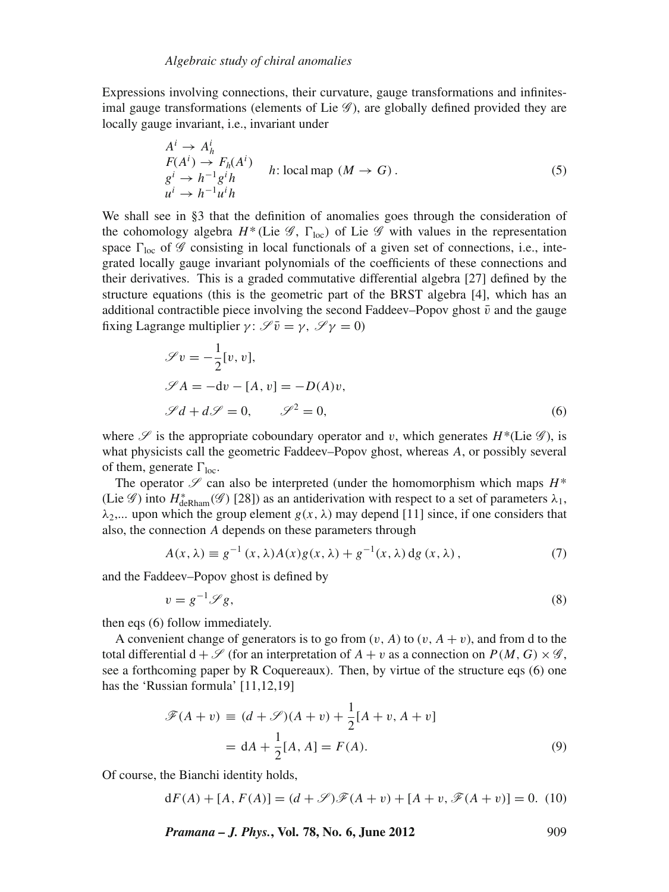Expressions involving connections, their curvature, gauge transformations and infinitesimal gauge transformations (elements of Lie $\mathscr{G}$), are globally defined provided they are locally gauge invariant, i.e., invariant under

$$\begin{array}{l} A^i \to A^i_h \\ F(A^i) \to F_h(A^i) \\ g^i \to h^{-1} g^i h \\ u^i \to h^{-1} u^i h \end{array} \qquad h\text{: local map } (M \to G)\,. \tag{5}$$

We shall see in §3 that the definition of anomalies goes through the consideration of the cohomology algebra $H^*(\text{Lie}\,\mathscr{G},\, \Gamma_{\text{loc}})$ of Lie $\mathscr{G}$ with values in the representation space $\Gamma_{\text{loc}}$ of $\mathscr{G}$ consisting in local functionals of a given set of connections, i.e., integrated locally gauge invariant polynomials of the coefficients of these connections and their derivatives. This is a graded commutative differential algebra [27] defined by the structure equations (this is the geometric part of the BRST algebra [4], which has an additional contractible piece involving the second Faddeev–Popov ghost $\bar{v}$ and the gauge fixing Lagrange multiplier $\gamma$: $\mathscr{S}\bar{v} = \gamma$, $\mathscr{S}\gamma = 0$)

$$\begin{aligned} &\mathscr{S} v = -\frac{1}{2}[v, v], \\ &\mathscr{S} A = -\mathrm{d}v - [A, v] = -D(A)v, \\ &\mathscr{S} d + d\mathscr{S} = 0, \qquad \mathscr{S}^2 = 0, \end{aligned} \tag{6}$$

where $\mathscr{S}$ is the appropriate coboundary operator and $v$, which generates $H^*(\text{Lie}\,\mathscr{G})$, is what physicists call the geometric Faddeev–Popov ghost, whereas $A$, or possibly several of them, generate $\Gamma_{\text{loc}}$.

The operator $\mathscr{S}$ can also be interpreted (under the homomorphism which maps $H^*$ (Lie $\mathscr{G}$) into $H^*_{\text{deRham}}(\mathscr{G})$ [28]) as an antiderivation with respect to a set of parameters $\lambda_1$, $\lambda_2$,... upon which the group element $g(x, \lambda)$ may depend [11] since, if one considers that also, the connection $A$ depends on these parameters through

$$A(x, \lambda) \equiv g^{-1}(x, \lambda) A(x) g(x, \lambda) + g^{-1}(x, \lambda)\, \mathrm{d}g\,(x, \lambda)\,, \tag{7}$$

and the Faddeev–Popov ghost is defined by

$$v = g^{-1} \mathscr{S} g, \tag{8}$$

then eqs (6) follow immediately.

A convenient change of generators is to go from $(v, A)$ to $(v, A + v)$, and from d to the total differential $\mathrm{d} + \mathscr{S}$ (for an interpretation of $A + v$ as a connection on $P(M, G) \times \mathscr{G}$, see a forthcoming paper by R Coquereaux). Then, by virtue of the structure eqs (6) one has the 'Russian formula' [11,12,19]

$$\begin{aligned} \mathscr{F}(A + v) &\equiv (d + \mathscr{S})(A + v) + \frac{1}{2}[A + v, A + v] \\ &= \mathrm{d}A + \frac{1}{2}[A, A] = F(A). \end{aligned} \tag{9}$$

Of course, the Bianchi identity holds,

$$\mathrm{d}F(A) + [A, F(A)] = (d + \mathscr{S})\mathscr{F}(A + v) + [A + v, \mathscr{F}(A + v)] = 0. \tag{10}$$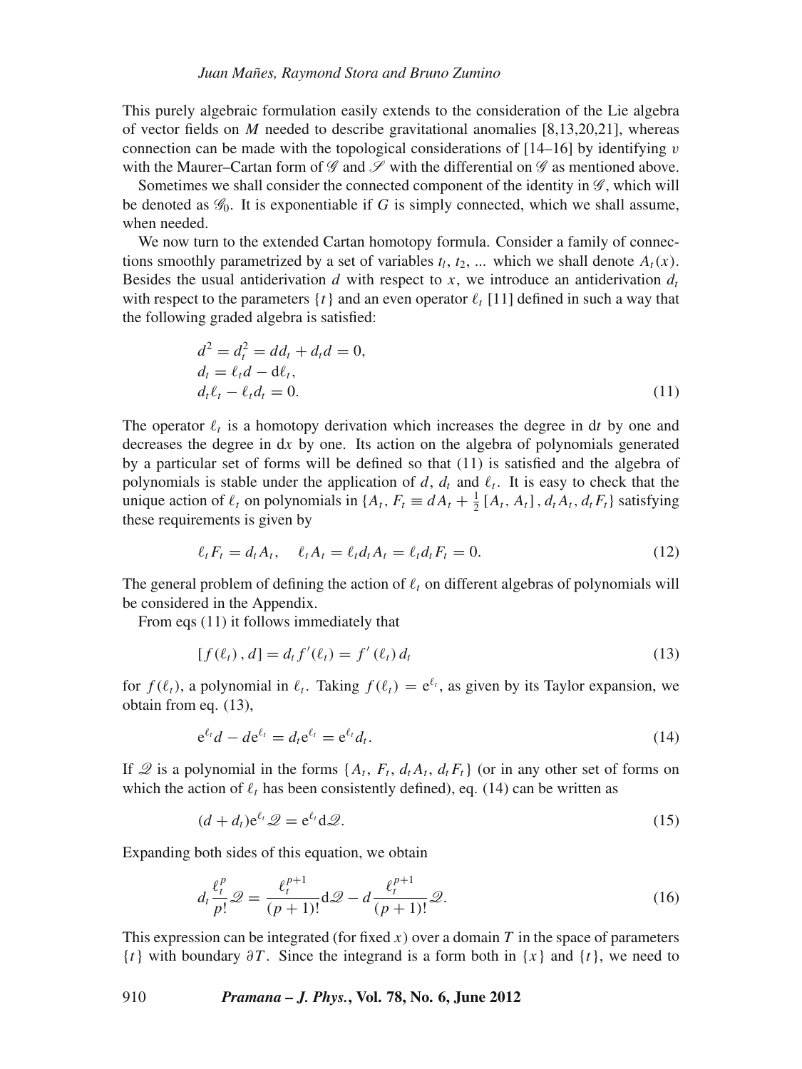This purely algebraic formulation easily extends to the consideration of the Lie algebra of vector fields on $M$ needed to describe gravitational anomalies [8,13,20,21], whereas connection can be made with the topological considerations of [14–16] by identifying $v$ with the Maurer–Cartan form of $\mathscr{G}$ and $\mathscr{S}$ with the differential on $\mathscr{G}$ as mentioned above.

Sometimes we shall consider the connected component of the identity in $\mathscr{G}$, which will be denoted as $\mathscr{G}_0$. It is exponentiable if $G$ is simply connected, which we shall assume, when needed.

We now turn to the extended Cartan homotopy formula. Consider a family of connections smoothly parametrized by a set of variables $t_l$, $t_2$, ... which we shall denote $A_t(x)$. Besides the usual antiderivation $d$ with respect to $x$, we introduce an antiderivation $d_t$ with respect to the parameters $\{t\}$ and an even operator $\ell_t$ [11] defined in such a way that the following graded algebra is satisfied:

$$
\begin{aligned}
&d^2 = d_t^2 = dd_t + d_t d = 0, \\
&d_t = \ell_t d - d\ell_t, \\
&d_t \ell_t - \ell_t d_t = 0.
\end{aligned}
\tag{11}
$$

The operator $\ell_t$ is a homotopy derivation which increases the degree in d$t$ by one and decreases the degree in d$x$ by one. Its action on the algebra of polynomials generated by a particular set of forms will be defined so that (11) is satisfied and the algebra of polynomials is stable under the application of $d$, $d_t$ and $\ell_t$. It is easy to check that the unique action of $\ell_t$ on polynomials in $\{A_t,\, F_t \equiv dA_t + \frac{1}{2}[A_t, A_t],\, d_t A_t,\, d_t F_t\}$ satisfying these requirements is given by

$$
\ell_t F_t = d_t A_t, \quad \ell_t A_t = \ell_t d_t A_t = \ell_t d_t F_t = 0. \tag{12}
$$

The general problem of defining the action of $\ell_t$ on different algebras of polynomials will be considered in the Appendix.

From eqs (11) it follows immediately that

$$
[f(\ell_t), d] = d_t f'(\ell_t) = f'(\ell_t)\, d_t \tag{13}
$$

for $f(\ell_t)$, a polynomial in $\ell_t$. Taking $f(\ell_t) = \mathrm{e}^{\ell_t}$, as given by its Taylor expansion, we obtain from eq. (13),

$$
\mathrm{e}^{\ell_t} d - d\mathrm{e}^{\ell_t} = d_t \mathrm{e}^{\ell_t} = \mathrm{e}^{\ell_t} d_t. \tag{14}
$$

If $\mathscr{Q}$ is a polynomial in the forms $\{A_t, F_t, d_t A_t, d_t F_t\}$ (or in any other set of forms on which the action of $\ell_t$ has been consistently defined), eq. (14) can be written as

$$
(d + d_t)\mathrm{e}^{\ell_t}\mathscr{Q} = \mathrm{e}^{\ell_t}\mathrm{d}\mathscr{Q}. \tag{15}
$$

Expanding both sides of this equation, we obtain

$$
d_t \frac{\ell_t^p}{p!}\mathscr{Q} = \frac{\ell_t^{p+1}}{(p+1)!}\mathrm{d}\mathscr{Q} - d\frac{\ell_t^{p+1}}{(p+1)!}\mathscr{Q}. \tag{16}
$$

This expression can be integrated (for fixed $x$) over a domain $T$ in the space of parameters $\{t\}$ with boundary $\partial T$. Since the integrand is a form both in $\{x\}$ and $\{t\}$, we need to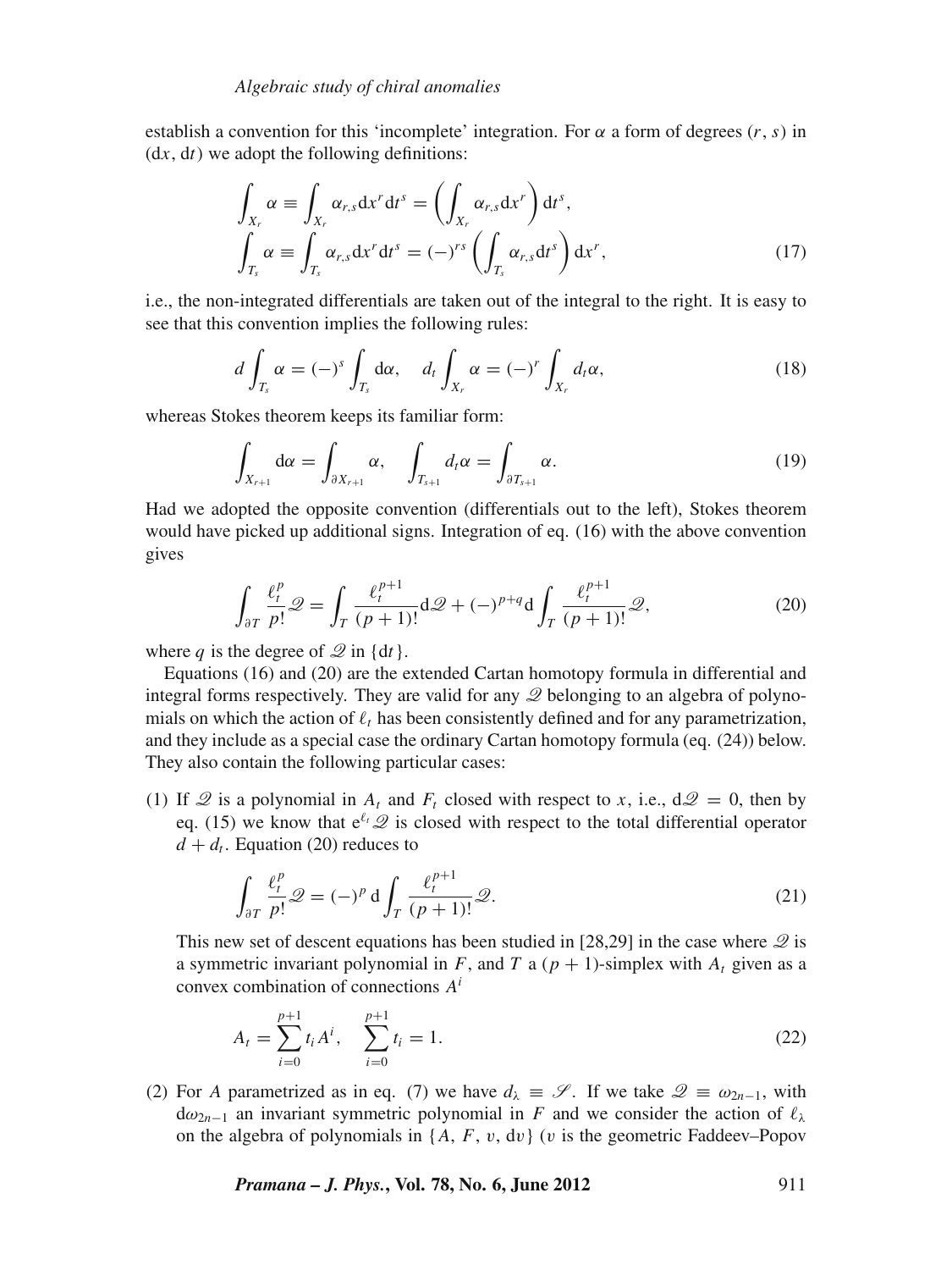establish a convention for this 'incomplete' integration. For $\alpha$ a form of degrees $(r, s)$ in $(\mathrm{d}x, \mathrm{d}t)$ we adopt the following definitions:

$$\int_{X_r} \alpha \equiv \int_{X_r} \alpha_{r,s} \mathrm{d}x^r \mathrm{d}t^s = \left( \int_{X_r} \alpha_{r,s} \mathrm{d}x^r \right) \mathrm{d}t^s,$$
$$\int_{T_s} \alpha \equiv \int_{T_s} \alpha_{r,s} \mathrm{d}x^r \mathrm{d}t^s = (-)^{rs} \left( \int_{T_s} \alpha_{r,s} \mathrm{d}t^s \right) \mathrm{d}x^r, \tag{17}$$

i.e., the non-integrated differentials are taken out of the integral to the right. It is easy to see that this convention implies the following rules:

$$d \int_{T_s} \alpha = (-)^s \int_{T_s} \mathrm{d}\alpha, \quad d_t \int_{X_r} \alpha = (-)^r \int_{X_r} d_t \alpha, \tag{18}$$

whereas Stokes theorem keeps its familiar form:

$$\int_{X_{r+1}} \mathrm{d}\alpha = \int_{\partial X_{r+1}} \alpha, \quad \int_{T_{s+1}} d_t \alpha = \int_{\partial T_{s+1}} \alpha. \tag{19}$$

Had we adopted the opposite convention (differentials out to the left), Stokes theorem would have picked up additional signs. Integration of eq. (16) with the above convention gives

$$\int_{\partial T} \frac{\ell_t^p}{p!} \mathscr{Q} = \int_T \frac{\ell_t^{p+1}}{(p+1)!} \mathrm{d}\mathscr{Q} + (-)^{p+q} \mathrm{d} \int_T \frac{\ell_t^{p+1}}{(p+1)!} \mathscr{Q}, \tag{20}$$

where $q$ is the degree of $\mathscr{Q}$ in $\{\mathrm{d}t\}$.

Equations (16) and (20) are the extended Cartan homotopy formula in differential and integral forms respectively. They are valid for any $\mathscr{Q}$ belonging to an algebra of polynomials on which the action of $\ell_t$ has been consistently defined and for any parametrization, and they include as a special case the ordinary Cartan homotopy formula (eq. (24)) below. They also contain the following particular cases:

(1) If $\mathscr{Q}$ is a polynomial in $A_t$ and $F_t$ closed with respect to $x$, i.e., $\mathrm{d}\mathscr{Q} = 0$, then by eq. (15) we know that $\mathrm{e}^{\ell_t} \mathscr{Q}$ is closed with respect to the total differential operator $d + d_t$. Equation (20) reduces to

$$\int_{\partial T} \frac{\ell_t^p}{p!} \mathscr{Q} = (-)^p \, \mathrm{d} \int_T \frac{\ell_t^{p+1}}{(p+1)!} \mathscr{Q}. \tag{21}$$

This new set of descent equations has been studied in [28,29] in the case where $\mathscr{Q}$ is a symmetric invariant polynomial in $F$, and $T$ a $(p+1)$-simplex with $A_t$ given as a convex combination of connections $A^i$

$$A_t = \sum_{i=0}^{p+1} t_i A^i, \quad \sum_{i=0}^{p+1} t_i = 1. \tag{22}$$

(2) For $A$ parametrized as in eq. (7) we have $d_\lambda \equiv \mathscr{S}$. If we take $\mathscr{Q} \equiv \omega_{2n-1}$, with $\mathrm{d}\omega_{2n-1}$ an invariant symmetric polynomial in $F$ and we consider the action of $\ell_\lambda$ on the algebra of polynomials in $\{A, F, v, \mathrm{d}v\}$ ($v$ is the geometric Faddeev–Popov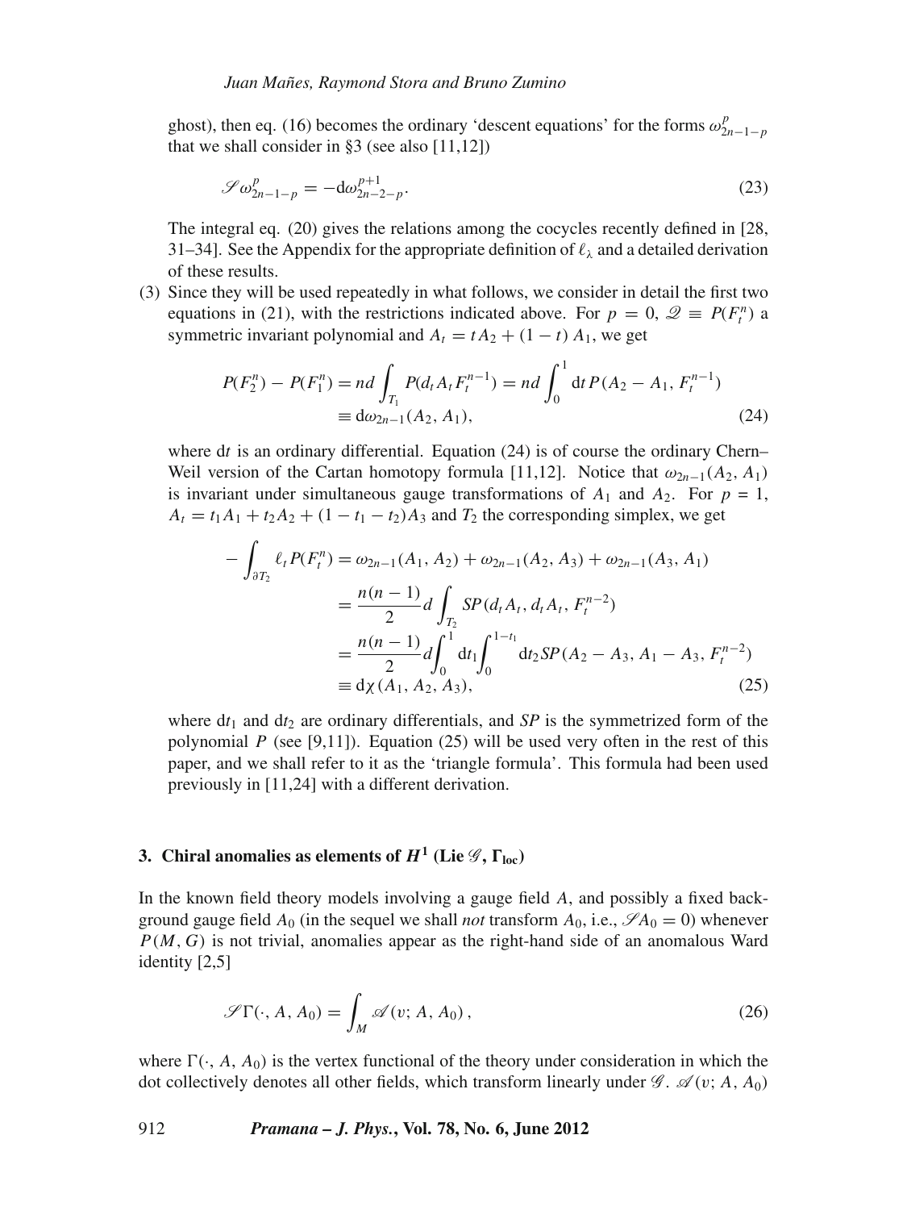ghost), then eq. (16) becomes the ordinary 'descent equations' for the forms $\omega^p_{2n-1-p}$ that we shall consider in §3 (see also [11,12])

$$\mathscr{S}\omega^p_{2n-1-p} = -\mathrm{d}\omega^{p+1}_{2n-2-p}. \tag{23}$$

The integral eq. (20) gives the relations among the cocycles recently defined in [28, 31–34]. See the Appendix for the appropriate definition of $\ell_\lambda$ and a detailed derivation of these results.

(3) Since they will be used repeatedly in what follows, we consider in detail the first two equations in (21), with the restrictions indicated above. For $p = 0$, $\mathscr{Q} \equiv P(F_t^n)$ a symmetric invariant polynomial and $A_t = tA_2 + (1-t)A_1$, we get

$$\begin{aligned} P(F_2^n) - P(F_1^n) &= nd\int_{T_1} P(d_t A_t F_t^{n-1}) = nd\int_0^1 \mathrm{d}t\, P(A_2 - A_1, F_t^{n-1}) \\ &\equiv \mathrm{d}\omega_{2n-1}(A_2, A_1), \end{aligned} \tag{24}$$

where $\mathrm{d}t$ is an ordinary differential. Equation (24) is of course the ordinary Chern–Weil version of the Cartan homotopy formula [11,12]. Notice that $\omega_{2n-1}(A_2, A_1)$ is invariant under simultaneous gauge transformations of $A_1$ and $A_2$. For $p = 1$, $A_t = t_1A_1 + t_2A_2 + (1-t_1-t_2)A_3$ and $T_2$ the corresponding simplex, we get

$$\begin{aligned} -\int_{\partial T_2} \ell_t P(F_t^n) &= \omega_{2n-1}(A_1, A_2) + \omega_{2n-1}(A_2, A_3) + \omega_{2n-1}(A_3, A_1) \\ &= \frac{n(n-1)}{2} d\int_{T_2} SP(d_t A_t, d_t A_t, F_t^{n-2}) \\ &= \frac{n(n-1)}{2} d\int_0^1 \mathrm{d}t_1 \int_0^{1-t_1} \mathrm{d}t_2\, SP(A_2 - A_3, A_1 - A_3, F_t^{n-2}) \\ &\equiv \mathrm{d}\chi(A_1, A_2, A_3), \end{aligned} \tag{25}$$

where $\mathrm{d}t_1$ and $\mathrm{d}t_2$ are ordinary differentials, and *SP* is the symmetrized form of the polynomial $P$ (see [9,11]). Equation (25) will be used very often in the rest of this paper, and we shall refer to it as the 'triangle formula'. This formula had been used previously in [11,24] with a different derivation.

## 3. Chiral anomalies as elements of $H^1$ (Lie $\mathscr{G}$, $\Gamma_{\text{loc}}$)

In the known field theory models involving a gauge field $A$, and possibly a fixed background gauge field $A_0$ (in the sequel we shall *not* transform $A_0$, i.e., $\mathscr{S}A_0 = 0$) whenever $P(M, G)$ is not trivial, anomalies appear as the right-hand side of an anomalous Ward identity [2,5]

$$\mathscr{S}\Gamma(\cdot, A, A_0) = \int_M \mathscr{A}(v; A, A_0), \tag{26}$$

where $\Gamma(\cdot, A, A_0)$ is the vertex functional of the theory under consideration in which the dot collectively denotes all other fields, which transform linearly under $\mathscr{G}$. $\mathscr{A}(v; A, A_0)$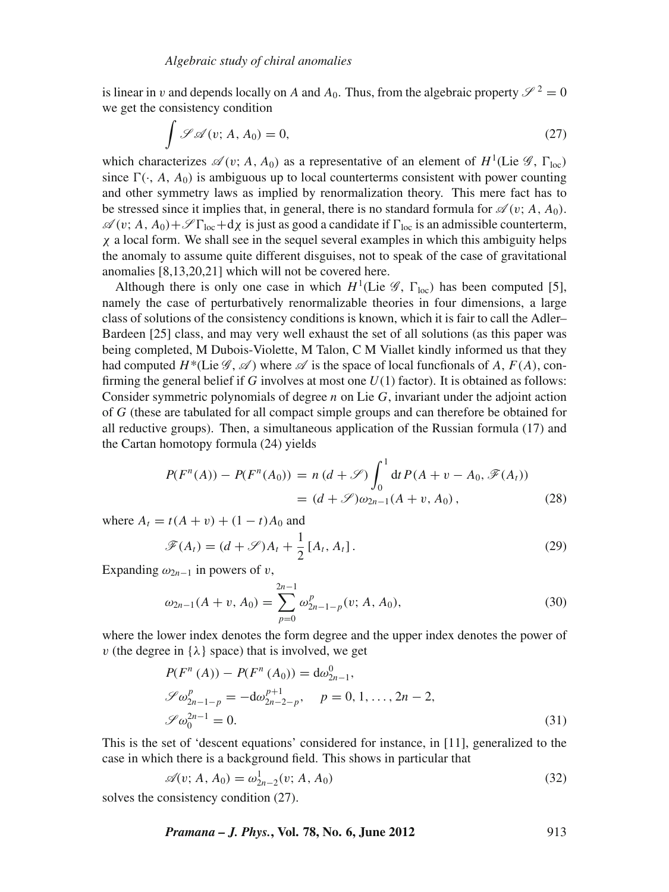is linear in $v$ and depends locally on $A$ and $A_0$. Thus, from the algebraic property $\mathscr{S}^2 = 0$ we get the consistency condition

$$\int \mathscr{S}\mathscr{A}(v; A, A_0) = 0, \tag{27}$$

which characterizes $\mathscr{A}(v; A, A_0)$ as a representative of an element of $H^1(\text{Lie}\,\mathscr{G}, \Gamma_{\text{loc}})$ since $\Gamma(\cdot, A, A_0)$ is ambiguous up to local counterterms consistent with power counting and other symmetry laws as implied by renormalization theory. This mere fact has to be stressed since it implies that, in general, there is no standard formula for $\mathscr{A}(v; A, A_0)$. $\mathscr{A}(v; A, A_0)+\mathscr{S}\Gamma_{\text{loc}}+\text{d}\chi$ is just as good a candidate if $\Gamma_{\text{loc}}$ is an admissible counterterm, $\chi$ a local form. We shall see in the sequel several examples in which this ambiguity helps the anomaly to assume quite different disguises, not to speak of the case of gravitational anomalies [8,13,20,21] which will not be covered here.

Although there is only one case in which $H^1(\text{Lie}\,\mathscr{G}, \Gamma_{\text{loc}})$ has been computed [5], namely the case of perturbatively renormalizable theories in four dimensions, a large class of solutions of the consistency conditions is known, which it is fair to call the Adler–Bardeen [25] class, and may very well exhaust the set of all solutions (as this paper was being completed, M Dubois-Violette, M Talon, C M Viallet kindly informed us that they had computed $H^*(\text{Lie}\,\mathscr{G}, \mathscr{A})$ where $\mathscr{A}$ is the space of local funcfionals of $A$, $F(A)$, confirming the general belief if $G$ involves at most one $U(1)$ factor). It is obtained as follows: Consider symmetric polynomials of degree $n$ on Lie $G$, invariant under the adjoint action of $G$ (these are tabulated for all compact simple groups and can therefore be obtained for all reductive groups). Then, a simultaneous application of the Russian formula (17) and the Cartan homotopy formula (24) yields

$$\begin{aligned} P(F^n(A)) - P(F^n(A_0)) &= n\,(d+\mathscr{S})\int_0^1 \text{d}t\, P(A+v-A_0, \mathscr{F}(A_t)) \\ &= (d+\mathscr{S})\omega_{2n-1}(A+v, A_0)\,, \end{aligned} \tag{28}$$

where $A_t = t(A+v)+(1-t)A_0$ and

$$\mathscr{F}(A_t) = (d+\mathscr{S})A_t + \frac{1}{2}\,[A_t, A_t]\,. \tag{29}$$

Expanding $\omega_{2n-1}$ in powers of $v$,

$$\omega_{2n-1}(A+v, A_0) = \sum_{p=0}^{2n-1} \omega_{2n-1-p}^{p}(v; A, A_0), \tag{30}$$

where the lower index denotes the form degree and the upper index denotes the power of $v$ (the degree in $\{\lambda\}$ space) that is involved, we get

$$\begin{aligned} &P(F^n\,(A)) - P(F^n\,(A_0)) = \text{d}\omega_{2n-1}^{0}, \\ &\mathscr{S}\omega_{2n-1-p}^{p} = -\text{d}\omega_{2n-2-p}^{p+1}, \quad p = 0, 1, \ldots, 2n-2, \\ &\mathscr{S}\omega_{0}^{2n-1} = 0. \end{aligned} \tag{31}$$

This is the set of 'descent equations' considered for instance, in [11], generalized to the case in which there is a background field. This shows in particular that

$$\mathscr{A}(v; A, A_0) = \omega_{2n-2}^{1}(v; A, A_0) \tag{32}$$

solves the consistency condition (27).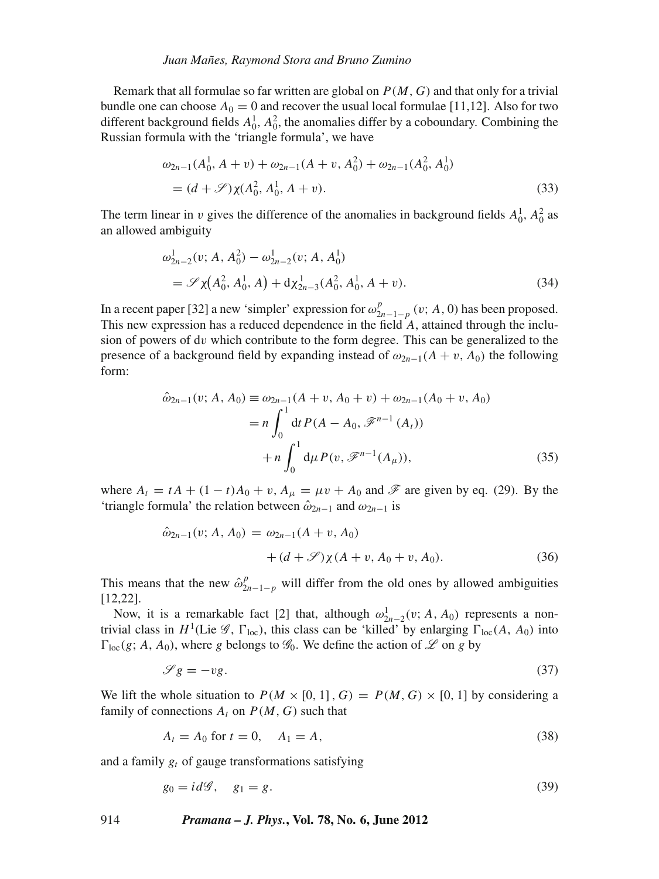Remark that all formulae so far written are global on $P(M, G)$ and that only for a trivial bundle one can choose $A_0 = 0$ and recover the usual local formulae [11,12]. Also for two different background fields $A_0^1$, $A_0^2$, the anomalies differ by a coboundary. Combining the Russian formula with the 'triangle formula', we have

$$\omega_{2n-1}(A_0^1, A+v) + \omega_{2n-1}(A+v, A_0^2) + \omega_{2n-1}(A_0^2, A_0^1)$$
$$= (d + \mathscr{S})\chi(A_0^2, A_0^1, A+v). \tag{33}$$

The term linear in $v$ gives the difference of the anomalies in background fields $A_0^1$, $A_0^2$ as an allowed ambiguity

$$\omega_{2n-2}^1(v; A, A_0^2) - \omega_{2n-2}^1(v; A, A_0^1)$$
$$= \mathscr{S}\chi\big(A_0^2, A_0^1, A\big) + \mathrm{d}\chi_{2n-3}^1(A_0^2, A_0^1, A+v). \tag{34}$$

In a recent paper [32] a new 'simpler' expression for $\omega_{2n-1-p}^p(v; A, 0)$ has been proposed. This new expression has a reduced dependence in the field $A$, attained through the inclusion of powers of $\mathrm{d}v$ which contribute to the form degree. This can be generalized to the presence of a background field by expanding instead of $\omega_{2n-1}(A+v, A_0)$ the following form:

$$\begin{aligned}
\hat{\omega}_{2n-1}(v; A, A_0) &\equiv \omega_{2n-1}(A+v, A_0+v) + \omega_{2n-1}(A_0+v, A_0) \\
&= n\int_0^1 \mathrm{d}t\, P(A - A_0, \mathscr{F}^{n-1}(A_t)) \\
&\quad + n\int_0^1 \mathrm{d}\mu\, P(v, \mathscr{F}^{n-1}(A_\mu)),
\end{aligned} \tag{35}$$

where $A_t = tA + (1-t)A_0 + v$, $A_\mu = \mu v + A_0$ and $\mathscr{F}$ are given by eq. (29). By the 'triangle formula' the relation between $\hat{\omega}_{2n-1}$ and $\omega_{2n-1}$ is

$$\begin{aligned}
\hat{\omega}_{2n-1}(v; A, A_0) &= \omega_{2n-1}(A+v, A_0) \\
&\quad + (d + \mathscr{S})\chi(A+v, A_0+v, A_0).
\end{aligned} \tag{36}$$

This means that the new $\hat{\omega}_{2n-1-p}^p$ will differ from the old ones by allowed ambiguities [12,22].

Now, it is a remarkable fact [2] that, although $\omega_{2n-2}^1(v; A, A_0)$ represents a non-trivial class in $H^1(\text{Lie}\,\mathscr{G}, \Gamma_{\text{loc}})$, this class can be 'killed' by enlarging $\Gamma_{\text{loc}}(A, A_0)$ into $\Gamma_{\text{loc}}(g; A, A_0)$, where $g$ belongs to $\mathscr{G}_0$. We define the action of $\mathscr{L}$ on $g$ by

$$\mathscr{S}g = -vg. \tag{37}$$

We lift the whole situation to $P(M \times [0,1], G) = P(M, G) \times [0,1]$ by considering a family of connections $A_t$ on $P(M, G)$ such that

$$A_t = A_0 \text{ for } t = 0, \quad A_1 = A, \tag{38}$$

and a family $g_t$ of gauge transformations satisfying

$$g_0 = id\mathscr{G}, \quad g_1 = g. \tag{39}$$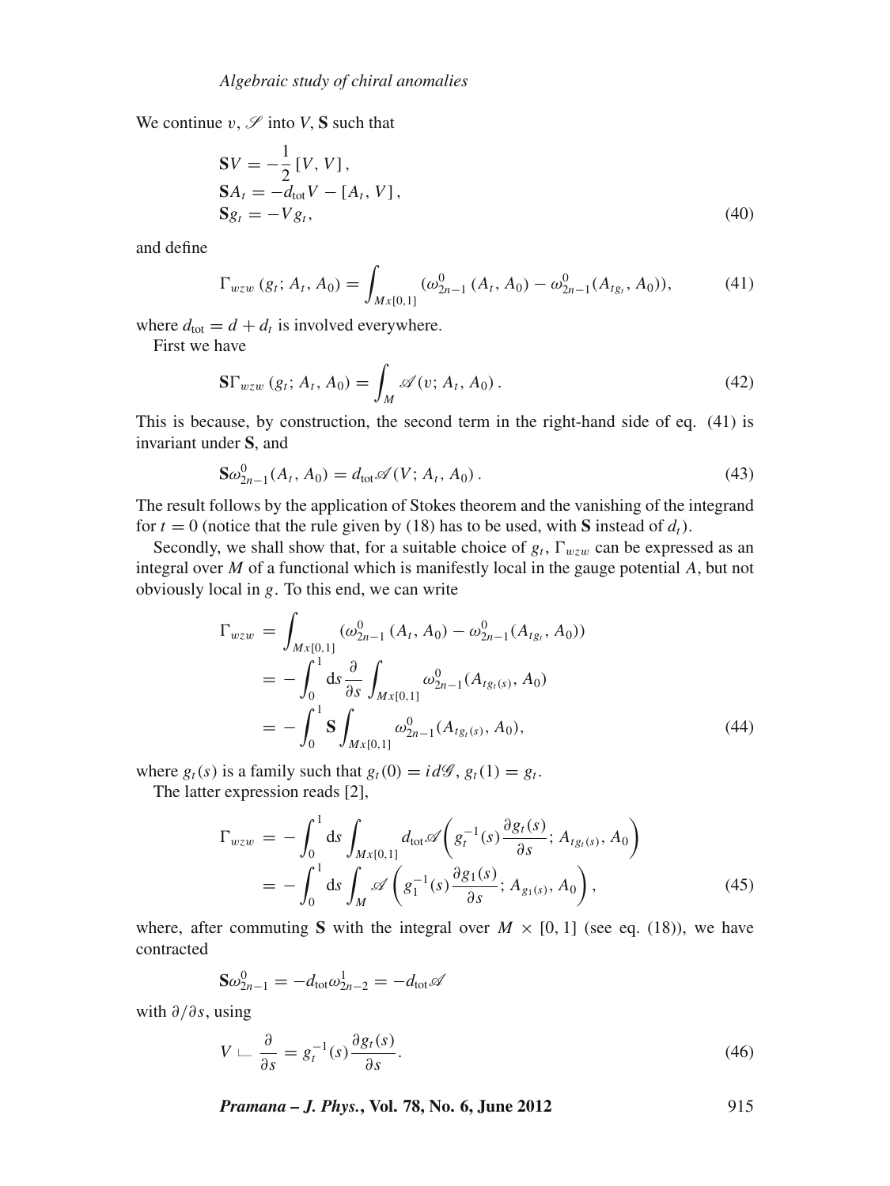We continue $v$, $\mathscr{S}$ into $V$, $\mathbf{S}$ such that

$$
\begin{aligned}
&\mathbf{S}V = -\frac{1}{2}\,[V, V]\,, \\
&\mathbf{S}A_t = -d_{\mathrm{tot}}V - [A_t, V]\,, \\
&\mathbf{S}g_t = -V g_t,
\end{aligned}
\tag{40}
$$

and define

$$
\Gamma_{wzw}\,(g_t; A_t, A_0) = \int_{Mx[0,1]} (\omega^0_{2n-1}\,(A_t, A_0) - \omega^0_{2n-1}(A_{tg_t}, A_0)), \tag{41}
$$

where $d_{\mathrm{tot}} = d + d_t$ is involved everywhere.

First we have

$$
\mathbf{S}\Gamma_{wzw}\,(g_t; A_t, A_0) = \int_M \mathscr{A}(v; A_t, A_0)\,. \tag{42}
$$

This is because, by construction, the second term in the right-hand side of eq. (41) is invariant under $\mathbf{S}$, and

$$
\mathbf{S}\omega^0_{2n-1}(A_t, A_0) = d_{\mathrm{tot}}\mathscr{A}(V; A_t, A_0)\,. \tag{43}
$$

The result follows by the application of Stokes theorem and the vanishing of the integrand for $t = 0$ (notice that the rule given by (18) has to be used, with $\mathbf{S}$ instead of $d_t$).

Secondly, we shall show that, for a suitable choice of $g_t$, $\Gamma_{wzw}$ can be expressed as an integral over $M$ of a functional which is manifestly local in the gauge potential $A$, but not obviously local in $g$. To this end, we can write

$$
\begin{aligned}
\Gamma_{wzw} &= \int_{Mx[0,1]} (\omega^0_{2n-1}\,(A_t, A_0) - \omega^0_{2n-1}(A_{tg_t}, A_0)) \\
&= -\int_0^1 \mathrm{d}s \frac{\partial}{\partial s} \int_{Mx[0,1]} \omega^0_{2n-1}(A_{tg_t(s)}, A_0) \\
&= -\int_0^1 \mathbf{S} \int_{Mx[0,1]} \omega^0_{2n-1}(A_{tg_t(s)}, A_0),
\end{aligned}
\tag{44}
$$

where $g_t(s)$ is a family such that $g_t(0) = id\mathscr{G}$, $g_t(1) = g_t$.

The latter expression reads [2],

$$
\begin{aligned}
\Gamma_{wzw} &= -\int_0^1 \mathrm{d}s \int_{Mx[0,1]} d_{\mathrm{tot}}\mathscr{A}\left(g_t^{-1}(s)\frac{\partial g_t(s)}{\partial s}; A_{tg_t(s)}, A_0\right) \\
&= -\int_0^1 \mathrm{d}s \int_M \mathscr{A}\left(g_1^{-1}(s)\frac{\partial g_1(s)}{\partial s}; A_{g_1(s)}, A_0\right),
\end{aligned}
\tag{45}
$$

where, after commuting $\mathbf{S}$ with the integral over $M \times [0, 1]$ (see eq. (18)), we have contracted

$$
\mathbf{S}\omega^0_{2n-1} = -d_{\mathrm{tot}}\omega^1_{2n-2} = -d_{\mathrm{tot}}\mathscr{A}
$$

with $\partial/\partial s$, using

$$
V \llcorner \frac{\partial}{\partial s} = g_t^{-1}(s)\frac{\partial g_t(s)}{\partial s}. \tag{46}
$$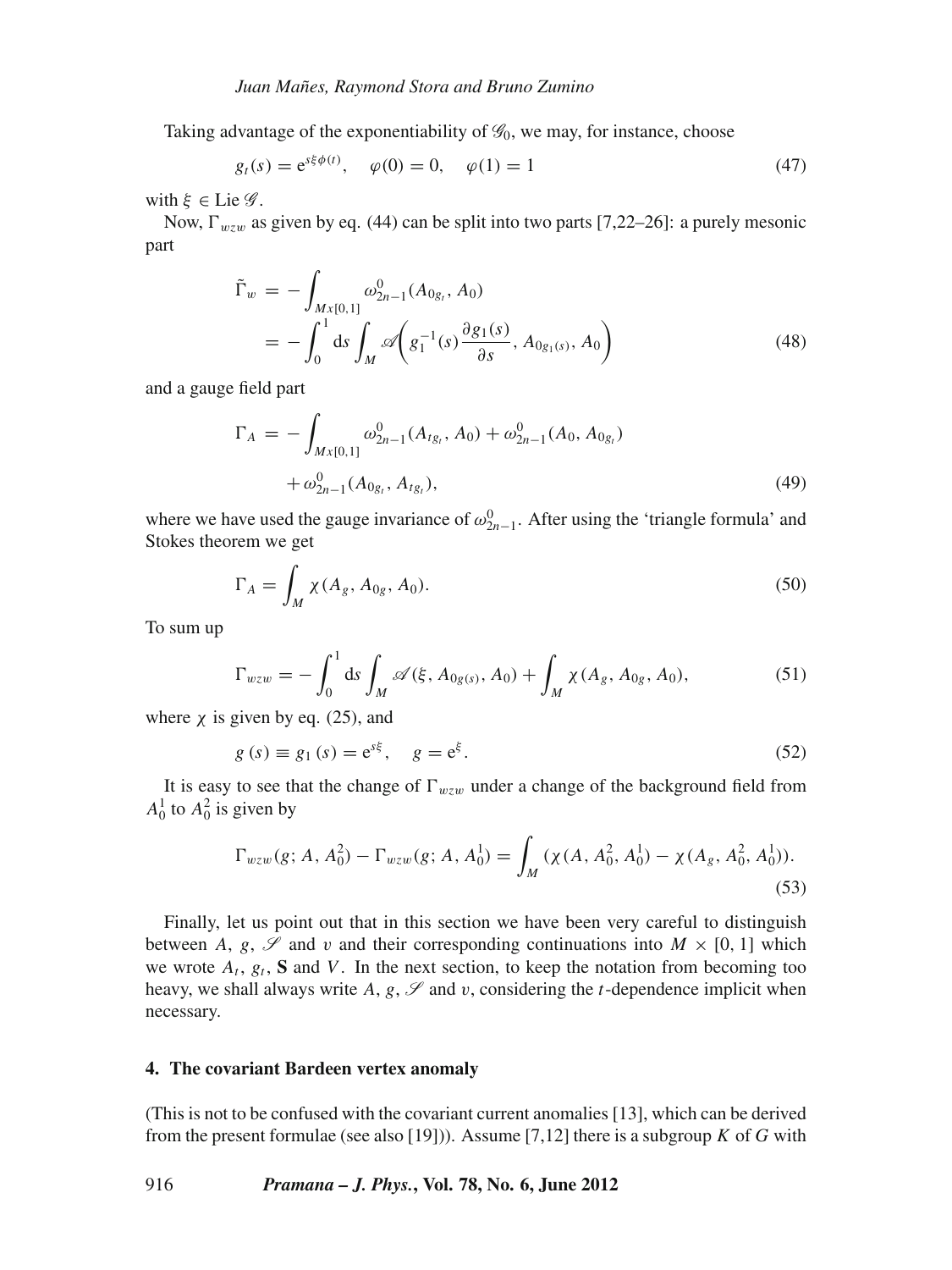Taking advantage of the exponentiability of $\mathscr{G}_0$, we may, for instance, choose

$$g_t(s) = \mathrm{e}^{s\xi\phi(t)}, \quad \varphi(0) = 0, \quad \varphi(1) = 1 \tag{47}$$

with $\xi \in \mathrm{Lie}\,\mathscr{G}$.

Now, $\Gamma_{wzw}$ as given by eq. (44) can be split into two parts [7,22–26]: a purely mesonic part

$$\begin{aligned}\tilde{\Gamma}_w &= -\int_{Mx[0,1]} \omega^0_{2n-1}(A_{0g_t}, A_0) \\ &= -\int_0^1 \mathrm{d}s \int_M \mathscr{A}\left(g_1^{-1}(s)\frac{\partial g_1(s)}{\partial s}, A_{0g_1(s)}, A_0\right)\end{aligned} \tag{48}$$

and a gauge field part

$$\begin{aligned}\Gamma_A &= -\int_{Mx[0,1]} \omega^0_{2n-1}(A_{tg_t}, A_0) + \omega^0_{2n-1}(A_0, A_{0g_t}) \\ &\quad + \omega^0_{2n-1}(A_{0g_t}, A_{tg_t}),\end{aligned} \tag{49}$$

where we have used the gauge invariance of $\omega^0_{2n-1}$. After using the 'triangle formula' and Stokes theorem we get

$$\Gamma_A = \int_M \chi(A_g, A_{0g}, A_0). \tag{50}$$

To sum up

$$\Gamma_{wzw} = -\int_0^1 \mathrm{d}s \int_M \mathscr{A}(\xi, A_{0g(s)}, A_0) + \int_M \chi(A_g, A_{0g}, A_0), \tag{51}$$

where $\chi$ is given by eq. (25), and

$$g(s) \equiv g_1(s) = \mathrm{e}^{s\xi}, \quad g = \mathrm{e}^{\xi}. \tag{52}$$

It is easy to see that the change of $\Gamma_{wzw}$ under a change of the background field from $A_0^1$ to $A_0^2$ is given by

$$\Gamma_{wzw}(g; A, A_0^2) - \Gamma_{wzw}(g; A, A_0^1) = \int_M (\chi(A, A_0^2, A_0^1) - \chi(A_g, A_0^2, A_0^1)). \tag{53}$$

Finally, let us point out that in this section we have been very careful to distinguish between $A$, $g$, $\mathscr{S}$ and $v$ and their corresponding continuations into $M \times [0, 1]$ which we wrote $A_t$, $g_t$, $\mathbf{S}$ and $V$. In the next section, to keep the notation from becoming too heavy, we shall always write $A$, $g$, $\mathscr{S}$ and $v$, considering the $t$-dependence implicit when necessary.

## 4. The covariant Bardeen vertex anomaly

(This is not to be confused with the covariant current anomalies [13], which can be derived from the present formulae (see also [19])). Assume [7,12] there is a subgroup $K$ of $G$ with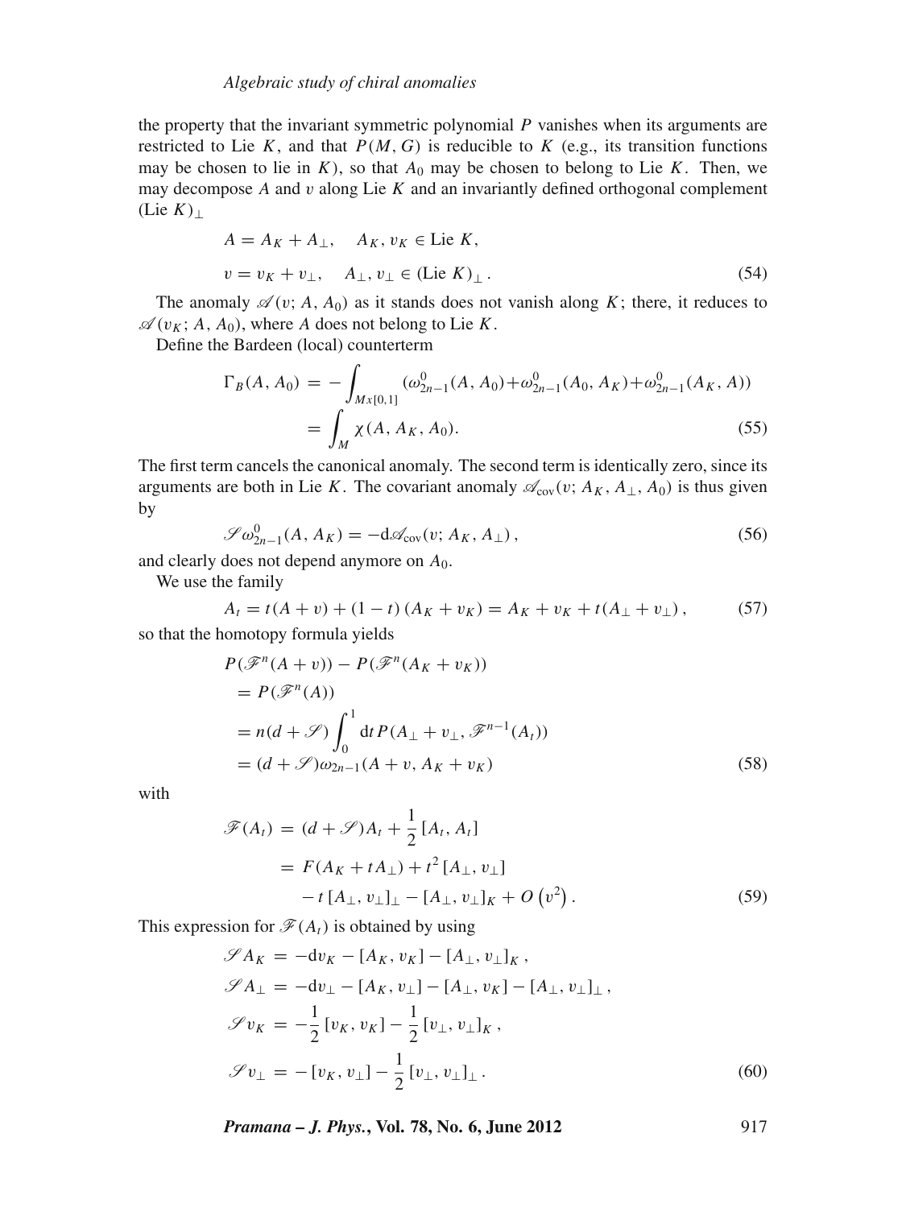the property that the invariant symmetric polynomial $P$ vanishes when its arguments are restricted to Lie $K$, and that $P(M, G)$ is reducible to $K$ (e.g., its transition functions may be chosen to lie in $K$), so that $A_0$ may be chosen to belong to Lie $K$. Then, we may decompose $A$ and $v$ along Lie $K$ and an invariantly defined orthogonal complement $(\text{Lie } K)_\perp$

$$
\begin{aligned}
A &= A_K + A_\perp, \quad A_K, v_K \in \text{Lie } K, \\
v &= v_K + v_\perp, \quad A_\perp, v_\perp \in (\text{Lie } K)_\perp .
\end{aligned} \tag{54}
$$

The anomaly $\mathscr{A}(v; A, A_0)$ as it stands does not vanish along $K$; there, it reduces to $\mathscr{A}(v_K; A, A_0)$, where $A$ does not belong to Lie $K$.

Define the Bardeen (local) counterterm

$$
\begin{aligned}
\Gamma_B(A, A_0) &= -\int_{M x[0,1]} (\omega^0_{2n-1}(A, A_0) + \omega^0_{2n-1}(A_0, A_K) + \omega^0_{2n-1}(A_K, A)) \\
&= \int_M \chi(A, A_K, A_0).
\end{aligned} \tag{55}
$$

The first term cancels the canonical anomaly. The second term is identically zero, since its arguments are both in Lie $K$. The covariant anomaly $\mathscr{A}_{\text{cov}}(v; A_K, A_\perp, A_0)$ is thus given by

$$
\mathscr{S}\omega^0_{2n-1}(A, A_K) = -\mathrm{d}\mathscr{A}_{\text{cov}}(v; A_K, A_\perp), \tag{56}
$$

and clearly does not depend anymore on $A_0$.

We use the family

$$
A_t = t(A+v) + (1-t)(A_K + v_K) = A_K + v_K + t(A_\perp + v_\perp), \tag{57}
$$

so that the homotopy formula yields

$$
\begin{aligned}
& P(\mathscr{F}^n(A+v)) - P(\mathscr{F}^n(A_K + v_K)) \\
&= P(\mathscr{F}^n(A)) \\
&= n(d + \mathscr{S}) \int_0^1 \mathrm{d}t \, P(A_\perp + v_\perp, \mathscr{F}^{n-1}(A_t)) \\
&= (d + \mathscr{S})\omega_{2n-1}(A + v, A_K + v_K)
\end{aligned} \tag{58}
$$

with

$$
\begin{aligned}
\mathscr{F}(A_t) &= (d + \mathscr{S})A_t + \frac{1}{2}[A_t, A_t] \\
&= F(A_K + tA_\perp) + t^2 [A_\perp, v_\perp] \\
&\quad - t[A_\perp, v_\perp]_\perp - [A_\perp, v_\perp]_K + O\left(v^2\right).
\end{aligned} \tag{59}
$$

This expression for $\mathscr{F}(A_t)$ is obtained by using

$$
\begin{aligned}
\mathscr{S}A_K &= -\mathrm{d}v_K - [A_K, v_K] - [A_\perp, v_\perp]_K , \\
\mathscr{S}A_\perp &= -\mathrm{d}v_\perp - [A_K, v_\perp] - [A_\perp, v_K] - [A_\perp, v_\perp]_\perp , \\
\mathscr{S}v_K &= -\frac{1}{2}[v_K, v_K] - \frac{1}{2}[v_\perp, v_\perp]_K , \\
\mathscr{S}v_\perp &= -[v_K, v_\perp] - \frac{1}{2}[v_\perp, v_\perp]_\perp .
\end{aligned} \tag{60}
$$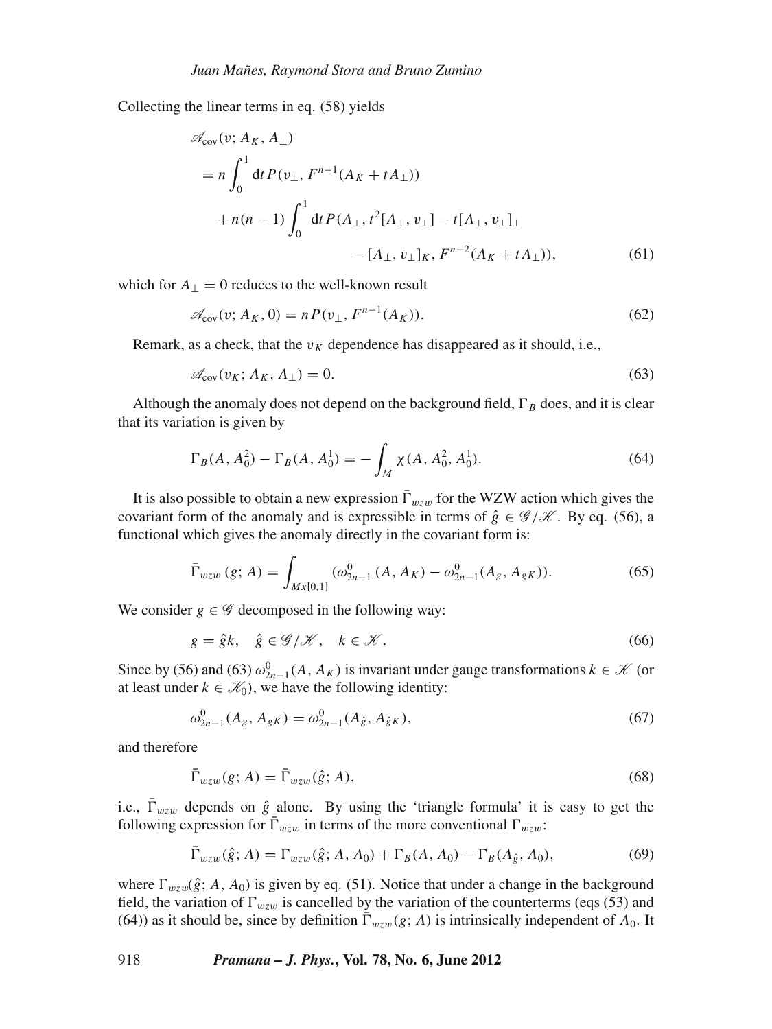Collecting the linear terms in eq. (58) yields

$$
\begin{aligned}
&\mathscr{A}_{\text{cov}}(v; A_K, A_\perp) \\
&= n\int_0^1 \mathrm{d}t\, P(v_\perp, F^{n-1}(A_K + tA_\perp)) \\
&\quad + n(n-1)\int_0^1 \mathrm{d}t\, P(A_\perp, t^2[A_\perp, v_\perp] - t[A_\perp, v_\perp]_\perp \\
&\qquad\qquad - [A_\perp, v_\perp]_K, F^{n-2}(A_K + tA_\perp)),
\end{aligned} \tag{61}
$$

which for $A_\perp = 0$ reduces to the well-known result

$$
\mathscr{A}_{\text{cov}}(v; A_K, 0) = nP(v_\perp, F^{n-1}(A_K)). \tag{62}
$$

Remark, as a check, that the $v_K$ dependence has disappeared as it should, i.e.,

$$
\mathscr{A}_{\text{cov}}(v_K; A_K, A_\perp) = 0. \tag{63}
$$

Although the anomaly does not depend on the background field, $\Gamma_B$ does, and it is clear that its variation is given by

$$
\Gamma_B(A, A_0^2) - \Gamma_B(A, A_0^1) = -\int_M \chi(A, A_0^2, A_0^1). \tag{64}
$$

It is also possible to obtain a new expression $\bar{\Gamma}_{wzw}$ for the WZW action which gives the covariant form of the anomaly and is expressible in terms of $\hat{g} \in \mathscr{G}/\mathscr{K}$. By eq. (56), a functional which gives the anomaly directly in the covariant form is:

$$
\bar{\Gamma}_{wzw}\,(g; A) = \int_{Mx[0,1]} (\omega_{2n-1}^0\,(A, A_K) - \omega_{2n-1}^0(A_g, A_{gK})). \tag{65}
$$

We consider $g \in \mathscr{G}$ decomposed in the following way:

$$
g = \hat{g}k, \quad \hat{g} \in \mathscr{G}/\mathscr{K}, \quad k \in \mathscr{K}. \tag{66}
$$

Since by (56) and (63) $\omega_{2n-1}^0(A, A_K)$ is invariant under gauge transformations $k \in \mathscr{K}$ (or at least under $k \in \mathscr{K}_0$), we have the following identity:

$$
\omega_{2n-1}^0(A_g, A_{gK}) = \omega_{2n-1}^0(A_{\hat{g}}, A_{\hat{g}K}), \tag{67}
$$

and therefore

$$
\bar{\Gamma}_{wzw}(g; A) = \bar{\Gamma}_{wzw}(\hat{g}; A), \tag{68}
$$

i.e., $\bar{\Gamma}_{wzw}$ depends on $\hat{g}$ alone. By using the 'triangle formula' it is easy to get the following expression for $\bar{\Gamma}_{wzw}$ in terms of the more conventional $\Gamma_{wzw}$:

$$
\bar{\Gamma}_{wzw}(\hat{g}; A) = \Gamma_{wzw}(\hat{g}; A, A_0) + \Gamma_B(A, A_0) - \Gamma_B(A_{\hat{g}}, A_0), \tag{69}
$$

where $\Gamma_{wzw}(\hat{g}; A, A_0)$ is given by eq. (51). Notice that under a change in the background field, the variation of $\Gamma_{wzw}$ is cancelled by the variation of the counterterms (eqs (53) and (64)) as it should be, since by definition $\bar{\Gamma}_{wzw}(g; A)$ is intrinsically independent of $A_0$. It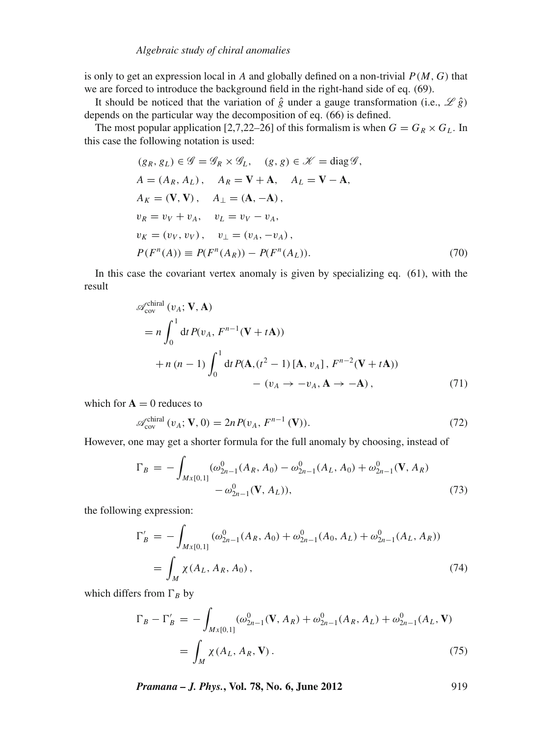is only to get an expression local in $A$ and globally defined on a non-trivial $P(M, G)$ that we are forced to introduce the background field in the right-hand side of eq. (69).

It should be noticed that the variation of $\hat{g}$ under a gauge transformation (i.e., $\mathscr{L}\,\hat{g}$) depends on the particular way the decomposition of eq. (66) is defined.

The most popular application [2,7,22–26] of this formalism is when $G = G_R \times G_L$. In this case the following notation is used:

$$
\begin{aligned}
&(g_R, g_L) \in \mathscr{G} = \mathscr{G}_R \times \mathscr{G}_L, \quad (g, g) \in \mathscr{K} = \operatorname{diag}\mathscr{G}, \\
&A = (A_R, A_L)\,, \quad A_R = \mathbf{V} + \mathbf{A}, \quad A_L = \mathbf{V} - \mathbf{A}, \\
&A_K = (\mathbf{V}, \mathbf{V})\,, \quad A_\perp = (\mathbf{A}, -\mathbf{A})\,, \\
&v_R = v_V + v_A, \quad v_L = v_V - v_A, \\
&v_K = (v_V, v_V)\,, \quad v_\perp = (v_A, -v_A)\,, \\
&P(F^n(A)) \equiv P(F^n(A_R)) - P(F^n(A_L)).
\end{aligned}
\tag{70}
$$

In this case the covariant vertex anomaly is given by specializing eq. (61), with the result

$$
\begin{aligned}
&\mathscr{A}^{\text{chiral}}_{\text{cov}}(v_A; \mathbf{V}, \mathbf{A}) \\
&\quad = n \int_0^1 \mathrm{d}t\, P(v_A, F^{n-1}(\mathbf{V} + t\mathbf{A})) \\
&\qquad + n\,(n-1) \int_0^1 \mathrm{d}t\, P(\mathbf{A}, (t^2 - 1)\,[\mathbf{A}, v_A]\,, F^{n-2}(\mathbf{V} + t\mathbf{A})) \\
&\qquad\qquad - (v_A \to -v_A, \mathbf{A} \to -\mathbf{A})\,,
\end{aligned}
\tag{71}
$$

which for $\mathbf{A} = 0$ reduces to

$$
\mathscr{A}^{\text{chiral}}_{\text{cov}}(v_A; \mathbf{V}, 0) = 2n P(v_A, F^{n-1}(\mathbf{V})).
\tag{72}
$$

However, one may get a shorter formula for the full anomaly by choosing, instead of

$$
\begin{aligned}
\Gamma_B = -\int_{M x[0,1]} (&\omega^0_{2n-1}(A_R, A_0) - \omega^0_{2n-1}(A_L, A_0) + \omega^0_{2n-1}(\mathbf{V}, A_R) \\
&- \omega^0_{2n-1}(\mathbf{V}, A_L)),
\end{aligned}
\tag{73}
$$

the following expression:

$$
\begin{aligned}
\Gamma'_B &= -\int_{M x[0,1]} (\omega^0_{2n-1}(A_R, A_0) + \omega^0_{2n-1}(A_0, A_L) + \omega^0_{2n-1}(A_L, A_R)) \\
&= \int_M \chi(A_L, A_R, A_0)\,,
\end{aligned}
\tag{74}
$$

which differs from $\Gamma_B$ by

$$
\begin{aligned}
\Gamma_B - \Gamma'_B &= -\int_{M x[0,1]} (\omega^0_{2n-1}(\mathbf{V}, A_R) + \omega^0_{2n-1}(A_R, A_L) + \omega^0_{2n-1}(A_L, \mathbf{V}) \\
&= \int_M \chi(A_L, A_R, \mathbf{V})\,.
\end{aligned}
\tag{75}
$$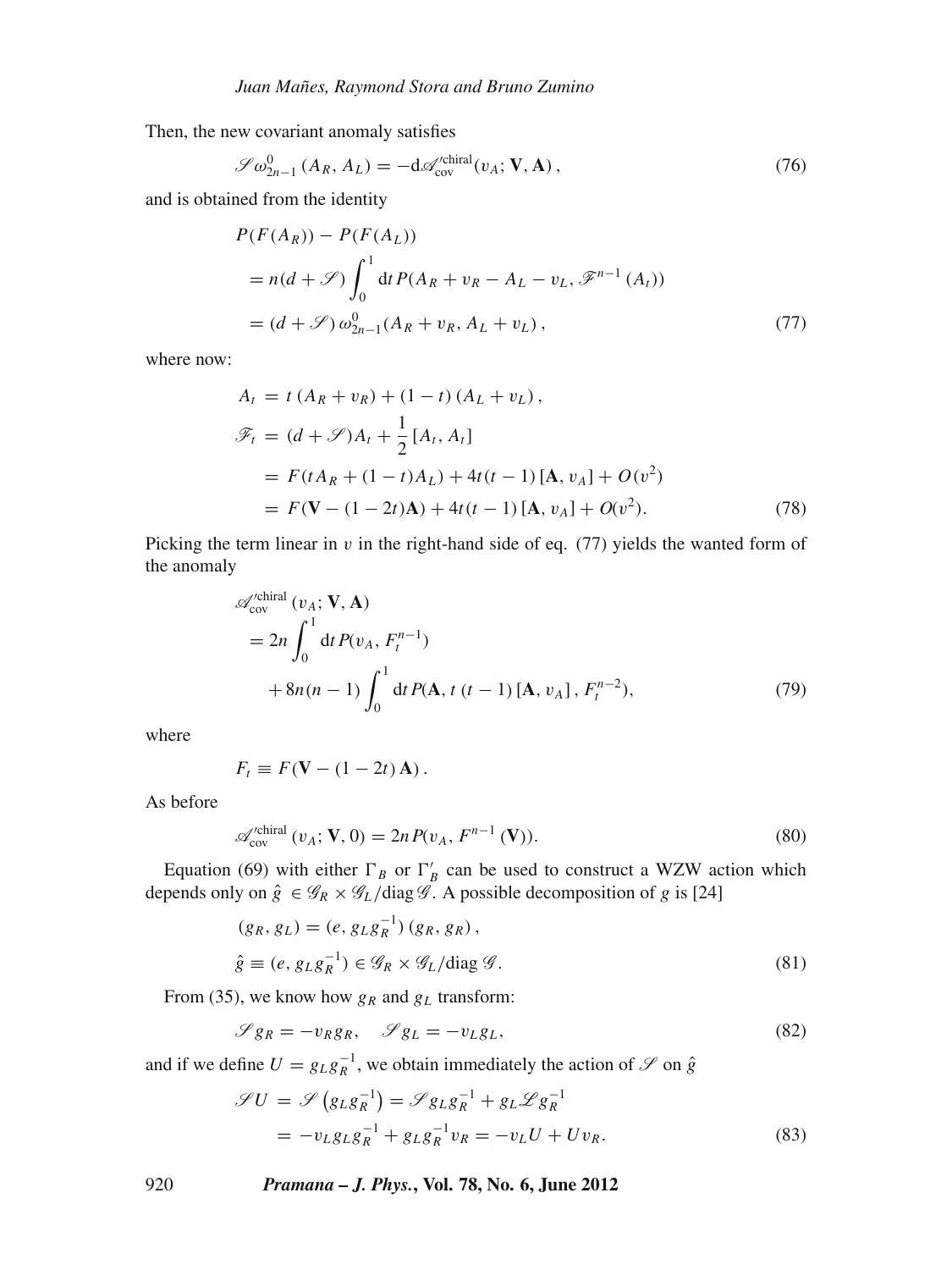Then, the new covariant anomaly satisfies

$$\mathscr{S}\omega^0_{2n-1}(A_R, A_L) = -\mathrm{d}\mathscr{A}'^{\mathrm{chiral}}_{\mathrm{cov}}(v_A; \mathbf{V}, \mathbf{A}), \tag{76}$$

and is obtained from the identity

$$\begin{aligned} &P(F(A_R)) - P(F(A_L)) \\ &\quad = n(d+\mathscr{S})\int_0^1 \mathrm{d}t\, P(A_R + v_R - A_L - v_L, \mathscr{F}^{n-1}(A_t)) \\ &\quad = (d+\mathscr{S})\,\omega^0_{2n-1}(A_R + v_R, A_L + v_L), \end{aligned} \tag{77}$$

where now:

$$\begin{aligned} A_t &= t\,(A_R + v_R) + (1-t)\,(A_L + v_L), \\ \mathscr{F}_t &= (d+\mathscr{S})A_t + \frac{1}{2}[A_t, A_t] \\ &= F(tA_R + (1-t)A_L) + 4t(t-1)\,[\mathbf{A}, v_A] + O(v^2) \\ &= F(\mathbf{V} - (1-2t)\mathbf{A}) + 4t(t-1)\,[\mathbf{A}, v_A] + O(v^2). \end{aligned} \tag{78}$$

Picking the term linear in $v$ in the right-hand side of eq. (77) yields the wanted form of the anomaly

$$\begin{aligned} &\mathscr{A}'^{\mathrm{chiral}}_{\mathrm{cov}}(v_A; \mathbf{V}, \mathbf{A}) \\ &\quad = 2n\int_0^1 \mathrm{d}t\, P(v_A, F_t^{n-1}) \\ &\qquad + 8n(n-1)\int_0^1 \mathrm{d}t\, P(\mathbf{A}, t\,(t-1)\,[\mathbf{A}, v_A], F_t^{n-2}), \end{aligned} \tag{79}$$

where

$$F_t \equiv F(\mathbf{V} - (1-2t)\,\mathbf{A}).$$

As before

$$\mathscr{A}'^{\mathrm{chiral}}_{\mathrm{cov}}(v_A; \mathbf{V}, 0) = 2nP(v_A, F^{n-1}(\mathbf{V})). \tag{80}$$

Equation (69) with either $\Gamma_B$ or $\Gamma'_B$ can be used to construct a WZW action which depends only on $\hat{g} \in \mathscr{G}_R \times \mathscr{G}_L/\mathrm{diag}\,\mathscr{G}$. A possible decomposition of $g$ is [24]

$$\begin{aligned} &(g_R, g_L) = (e, g_L g_R^{-1})\,(g_R, g_R), \\ &\hat{g} \equiv (e, g_L g_R^{-1}) \in \mathscr{G}_R \times \mathscr{G}_L/\mathrm{diag}\,\mathscr{G}. \end{aligned} \tag{81}$$

From (35), we know how $g_R$ and $g_L$ transform:

$$\mathscr{S}g_R = -v_R g_R, \quad \mathscr{S}g_L = -v_L g_L, \tag{82}$$

and if we define $U = g_L g_R^{-1}$, we obtain immediately the action of $\mathscr{S}$ on $\hat{g}$

$$\begin{aligned} \mathscr{S}U &= \mathscr{S}\left(g_L g_R^{-1}\right) = \mathscr{S}g_L g_R^{-1} + g_L \mathscr{L} g_R^{-1} \\ &= -v_L g_L g_R^{-1} + g_L g_R^{-1} v_R = -v_L U + U v_R. \end{aligned} \tag{83}$$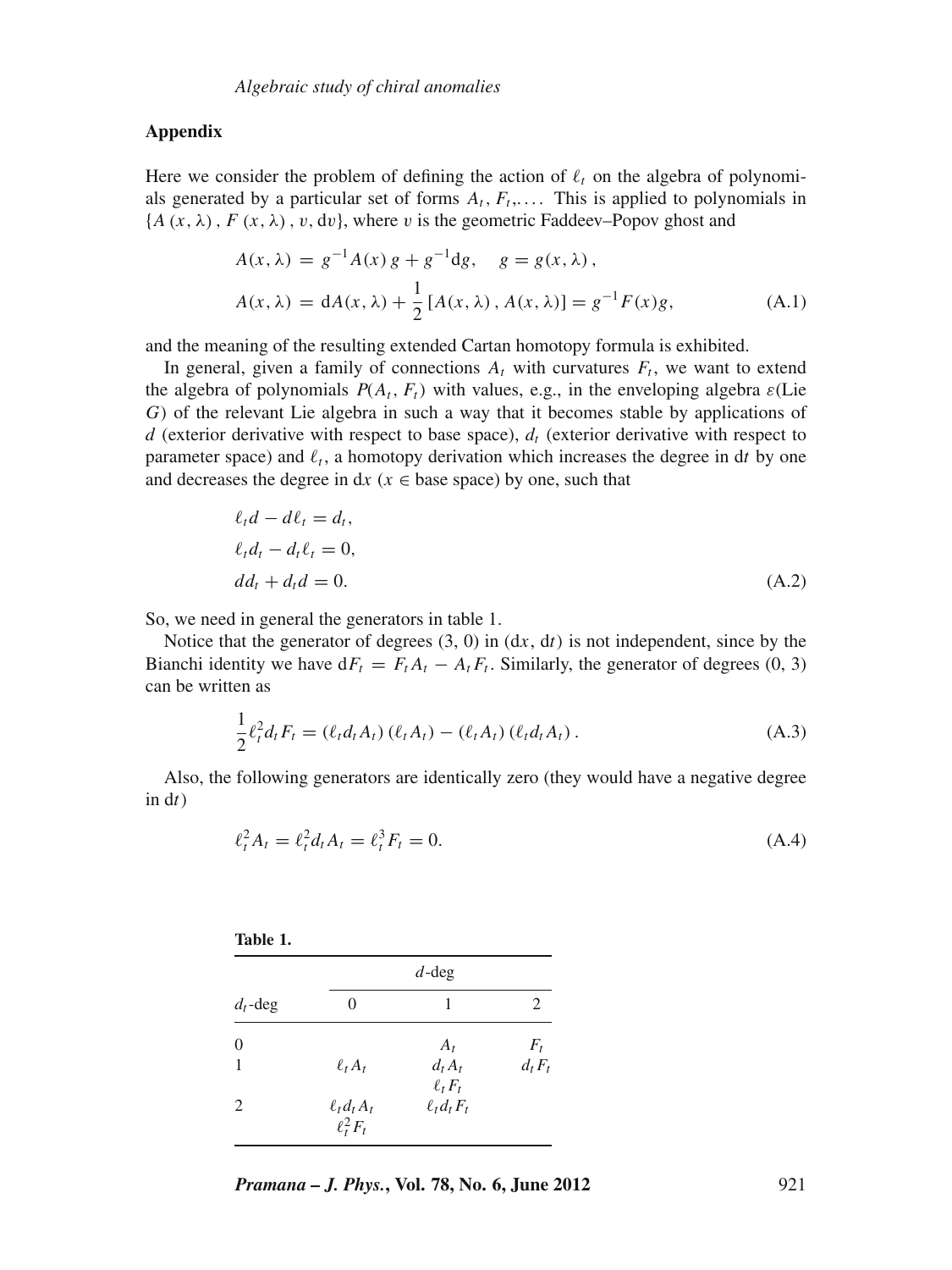## Appendix

Here we consider the problem of defining the action of $\ell_t$ on the algebra of polynomials generated by a particular set of forms $A_t, F_t, \ldots$. This is applied to polynomials in $\{A(x,\lambda), F(x,\lambda), v, \mathrm{d}v\}$, where $v$ is the geometric Faddeev–Popov ghost and

$$
\begin{aligned}
A(x,\lambda) &= g^{-1}A(x)\,g + g^{-1}\mathrm{d}g, \quad g = g(x,\lambda), \\
A(x,\lambda) &= \mathrm{d}A(x,\lambda) + \frac{1}{2}\left[A(x,\lambda), A(x,\lambda)\right] = g^{-1}F(x)g,
\end{aligned}
\tag{A.1}
$$

and the meaning of the resulting extended Cartan homotopy formula is exhibited.

In general, given a family of connections $A_t$ with curvatures $F_t$, we want to extend the algebra of polynomials $P(A_t, F_t)$ with values, e.g., in the enveloping algebra $\varepsilon$(Lie $G$) of the relevant Lie algebra in such a way that it becomes stable by applications of $d$ (exterior derivative with respect to base space), $d_t$ (exterior derivative with respect to parameter space) and $\ell_t$, a homotopy derivation which increases the degree in d$t$ by one and decreases the degree in d$x$ ($x \in$ base space) by one, such that

$$
\begin{aligned}
&\ell_t d - d\ell_t = d_t, \\
&\ell_t d_t - d_t \ell_t = 0, \\
&d d_t + d_t d = 0.
\end{aligned}
\tag{A.2}
$$

So, we need in general the generators in table 1.

Notice that the generator of degrees (3, 0) in (d$x$, d$t$) is not independent, since by the Bianchi identity we have $\mathrm{d}F_t = F_t A_t - A_t F_t$. Similarly, the generator of degrees (0, 3) can be written as

$$
\frac{1}{2}\ell_t^2 d_t F_t = (\ell_t d_t A_t)(\ell_t A_t) - (\ell_t A_t)(\ell_t d_t A_t). \tag{A.3}
$$

Also, the following generators are identically zero (they would have a negative degree in d$t$)

$$
\ell_t^2 A_t = \ell_t^2 d_t A_t = \ell_t^3 F_t = 0. \tag{A.4}
$$

**Table 1.**

| $d_t$-deg | $d$-deg 0 | $d$-deg 1 | $d$-deg 2 |
|---|---|---|---|
| 0 | | $A_t$ | $F_t$ |
| 1 | $\ell_t A_t$ | $d_t A_t$, $\ell_t F_t$ | $d_t F_t$ |
| 2 | $\ell_t d_t A_t$, $\ell_t^2 F_t$ | $\ell_t d_t F_t$ | |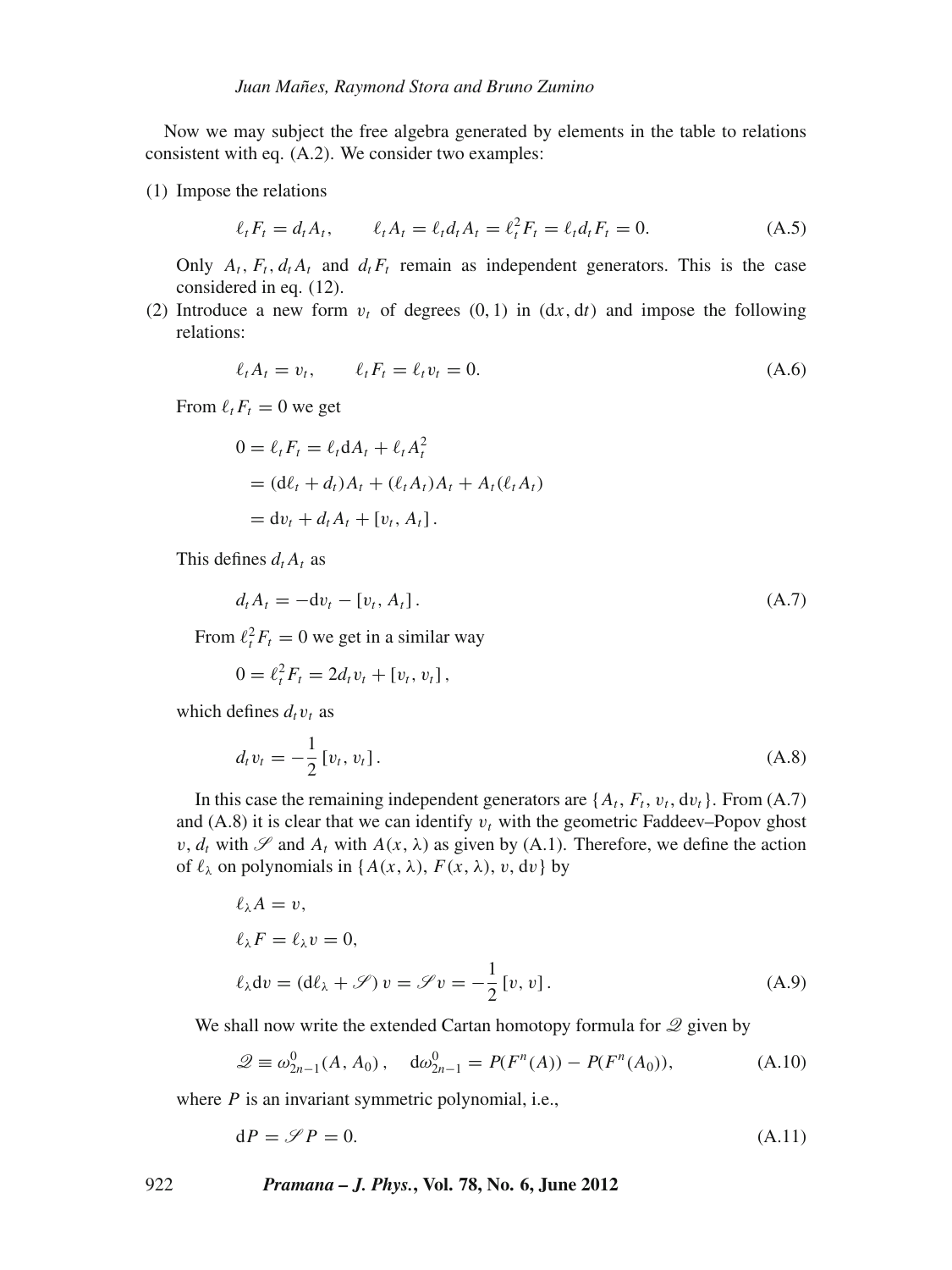Now we may subject the free algebra generated by elements in the table to relations consistent with eq. (A.2). We consider two examples:

(1) Impose the relations

$$\ell_t F_t = d_t A_t, \qquad \ell_t A_t = \ell_t d_t A_t = \ell_t^2 F_t = \ell_t d_t F_t = 0. \tag{A.5}$$

Only $A_t, F_t, d_t A_t$ and $d_t F_t$ remain as independent generators. This is the case considered in eq. (12).

(2) Introduce a new form $v_t$ of degrees $(0, 1)$ in $(\mathrm{d}x, \mathrm{d}t)$ and impose the following relations:

$$\ell_t A_t = v_t, \qquad \ell_t F_t = \ell_t v_t = 0. \tag{A.6}$$

From $\ell_t F_t = 0$ we get

$$\begin{aligned} 0 = \ell_t F_t &= \ell_t \mathrm{d} A_t + \ell_t A_t^2 \\ &= (\mathrm{d}\ell_t + d_t) A_t + (\ell_t A_t) A_t + A_t(\ell_t A_t) \\ &= \mathrm{d}v_t + d_t A_t + [v_t, A_t]. \end{aligned}$$

This defines $d_t A_t$ as

$$d_t A_t = -\mathrm{d}v_t - [v_t, A_t]. \tag{A.7}$$

From $\ell_t^2 F_t = 0$ we get in a similar way

$$0 = \ell_t^2 F_t = 2 d_t v_t + [v_t, v_t],$$

which defines $d_t v_t$ as

$$d_t v_t = -\frac{1}{2} [v_t, v_t]. \tag{A.8}$$

In this case the remaining independent generators are $\{A_t, F_t, v_t, \mathrm{d}v_t\}$. From (A.7) and (A.8) it is clear that we can identify $v_t$ with the geometric Faddeev–Popov ghost $v$, $d_t$ with $\mathscr{S}$ and $A_t$ with $A(x, \lambda)$ as given by (A.1). Therefore, we define the action of $\ell_\lambda$ on polynomials in $\{A(x, \lambda), F(x, \lambda), v, \mathrm{d}v\}$ by

$$\begin{aligned} &\ell_\lambda A = v, \\ &\ell_\lambda F = \ell_\lambda v = 0, \\ &\ell_\lambda \mathrm{d}v = (\mathrm{d}\ell_\lambda + \mathscr{S})\, v = \mathscr{S} v = -\frac{1}{2} [v, v]. \end{aligned} \tag{A.9}$$

We shall now write the extended Cartan homotopy formula for $\mathscr{Q}$ given by

$$\mathscr{Q} \equiv \omega_{2n-1}^0(A, A_0), \quad \mathrm{d}\omega_{2n-1}^0 = P(F^n(A)) - P(F^n(A_0)), \tag{A.10}$$

where $P$ is an invariant symmetric polynomial, i.e.,

$$\mathrm{d}P = \mathscr{S} P = 0. \tag{A.11}$$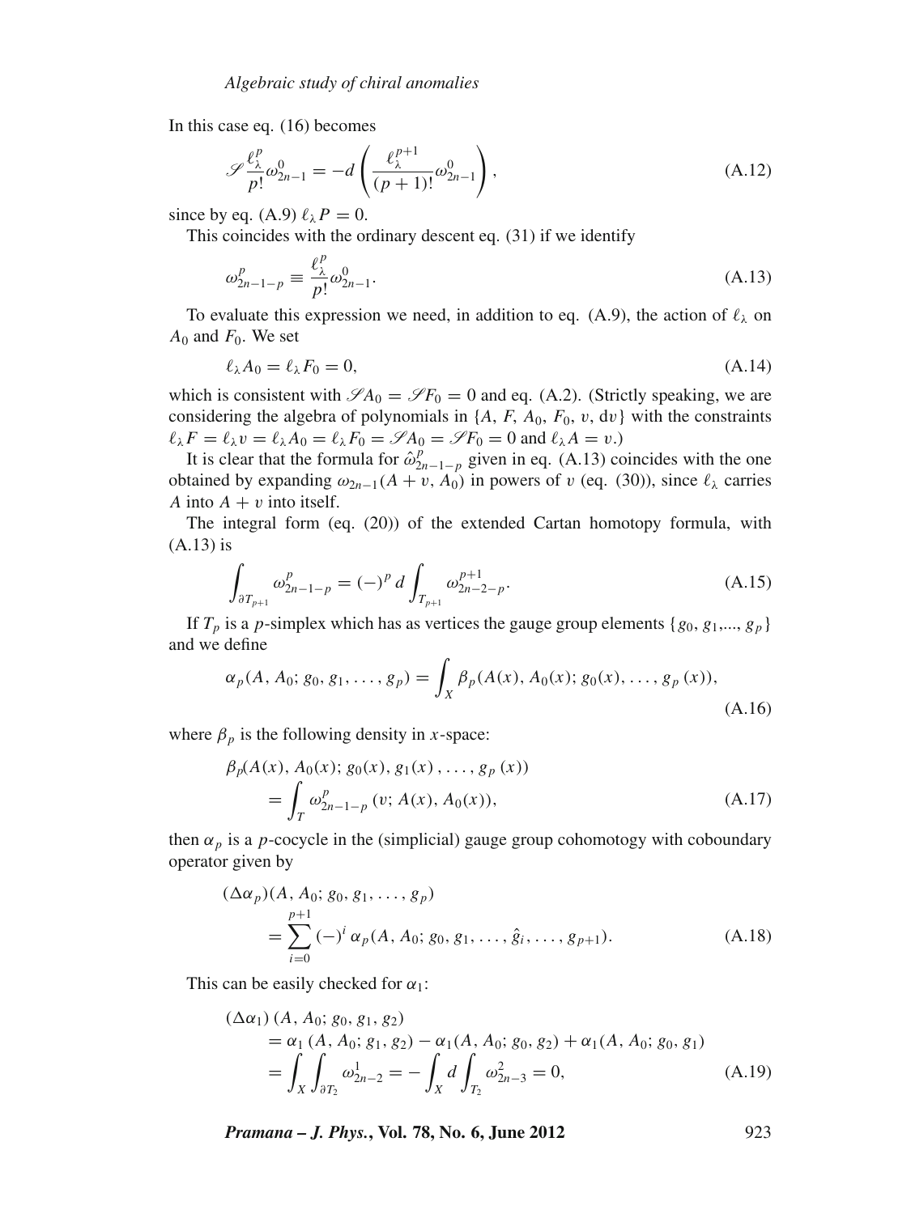In this case eq. (16) becomes

$$\mathscr{S}\frac{\ell_\lambda^p}{p!}\omega_{2n-1}^0 = -d\left(\frac{\ell_\lambda^{p+1}}{(p+1)!}\omega_{2n-1}^0\right), \tag{A.12}$$

since by eq. (A.9) $\ell_\lambda P = 0$.

This coincides with the ordinary descent eq. (31) if we identify

$$\omega_{2n-1-p}^p \equiv \frac{\ell_\lambda^p}{p!}\omega_{2n-1}^0. \tag{A.13}$$

To evaluate this expression we need, in addition to eq. (A.9), the action of $\ell_\lambda$ on $A_0$ and $F_0$. We set

$$\ell_\lambda A_0 = \ell_\lambda F_0 = 0, \tag{A.14}$$

which is consistent with $\mathscr{S}A_0 = \mathscr{S}F_0 = 0$ and eq. (A.2). (Strictly speaking, we are considering the algebra of polynomials in $\{A, F, A_0, F_0, v, \mathrm{d}v\}$ with the constraints $\ell_\lambda F = \ell_\lambda v = \ell_\lambda A_0 = \ell_\lambda F_0 = \mathscr{S}A_0 = \mathscr{S}F_0 = 0$ and $\ell_\lambda A = v$.)

It is clear that the formula for $\hat{\omega}_{2n-1-p}^p$ given in eq. (A.13) coincides with the one obtained by expanding $\omega_{2n-1}(A+v, A_0)$ in powers of $v$ (eq. (30)), since $\ell_\lambda$ carries $A$ into $A+v$ into itself.

The integral form (eq. (20)) of the extended Cartan homotopy formula, with (A.13) is

$$\int_{\partial T_{p+1}} \omega_{2n-1-p}^p = (-)^p\, d\int_{T_{p+1}} \omega_{2n-2-p}^{p+1}. \tag{A.15}$$

If $T_p$ is a $p$-simplex which has as vertices the gauge group elements $\{g_0, g_1, ..., g_p\}$ and we define

$$\alpha_p(A, A_0; g_0, g_1, \ldots, g_p) = \int_X \beta_p(A(x), A_0(x); g_0(x), \ldots, g_p(x)), \tag{A.16}$$

where $\beta_p$ is the following density in $x$-space:

$$\begin{aligned}\beta_p(A(x), A_0(x); g_0(x), g_1(x), \ldots, g_p(x)) \\ = \int_T \omega_{2n-1-p}^p(v; A(x), A_0(x)),\end{aligned} \tag{A.17}$$

then $\alpha_p$ is a $p$-cocycle in the (simplicial) gauge group cohomotogy with coboundary operator given by

$$\begin{aligned}(\Delta\alpha_p)(A, A_0; g_0, g_1, \ldots, g_p) \\ = \sum_{i=0}^{p+1}(-)^i\,\alpha_p(A, A_0; g_0, g_1, \ldots, \hat{g}_i, \ldots, g_{p+1}).\end{aligned} \tag{A.18}$$

This can be easily checked for $\alpha_1$:

$$\begin{aligned}(\Delta\alpha_1)\,(A, A_0; g_0, g_1, g_2) \\ = \alpha_1\,(A, A_0; g_1, g_2) - \alpha_1(A, A_0; g_0, g_2) + \alpha_1(A, A_0; g_0, g_1) \\ = \int_X\int_{\partial T_2}\omega_{2n-2}^1 = -\int_X d\int_{T_2}\omega_{2n-3}^2 = 0,\end{aligned} \tag{A.19}$$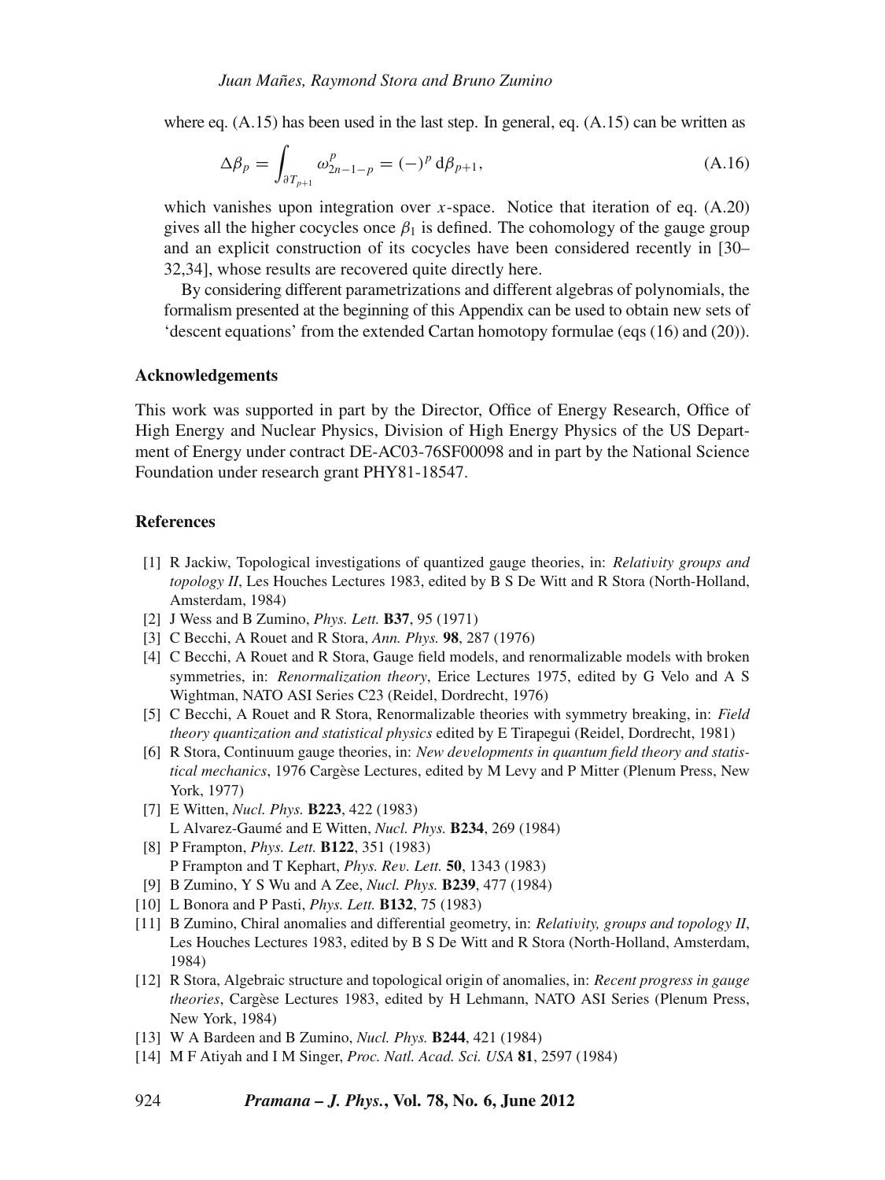where eq. (A.15) has been used in the last step. In general, eq. (A.15) can be written as

$$\Delta\beta_p = \int_{\partial T_{p+1}} \omega^p_{2n-1-p} = (-)^p \, \mathrm{d}\beta_{p+1}, \tag{A.16}$$

which vanishes upon integration over $x$-space. Notice that iteration of eq. (A.20) gives all the higher cocycles once $\beta_1$ is defined. The cohomology of the gauge group and an explicit construction of its cocycles have been considered recently in [30–32,34], whose results are recovered quite directly here.

By considering different parametrizations and different algebras of polynomials, the formalism presented at the beginning of this Appendix can be used to obtain new sets of 'descent equations' from the extended Cartan homotopy formulae (eqs (16) and (20)).

### Acknowledgements

This work was supported in part by the Director, Office of Energy Research, Office of High Energy and Nuclear Physics, Division of High Energy Physics of the US Department of Energy under contract DE-AC03-76SF00098 and in part by the National Science Foundation under research grant PHY81-18547.

### References

[1] R Jackiw, Topological investigations of quantized gauge theories, in: *Relativity groups and topology II*, Les Houches Lectures 1983, edited by B S De Witt and R Stora (North-Holland, Amsterdam, 1984)

[2] J Wess and B Zumino, *Phys. Lett.* **B37**, 95 (1971)

[3] C Becchi, A Rouet and R Stora, *Ann. Phys.* **98**, 287 (1976)

[4] C Becchi, A Rouet and R Stora, Gauge field models, and renormalizable models with broken symmetries, in: *Renormalization theory*, Erice Lectures 1975, edited by G Velo and A S Wightman, NATO ASI Series C23 (Reidel, Dordrecht, 1976)

[5] C Becchi, A Rouet and R Stora, Renormalizable theories with symmetry breaking, in: *Field theory quantization and statistical physics* edited by E Tirapegui (Reidel, Dordrecht, 1981)

[6] R Stora, Continuum gauge theories, in: *New developments in quantum field theory and statistical mechanics*, 1976 Cargèse Lectures, edited by M Levy and P Mitter (Plenum Press, New York, 1977)

[7] E Witten, *Nucl. Phys.* **B223**, 422 (1983)
L Alvarez-Gaumé and E Witten, *Nucl. Phys.* **B234**, 269 (1984)

[8] P Frampton, *Phys. Lett.* **B122**, 351 (1983)
P Frampton and T Kephart, *Phys. Rev. Lett.* **50**, 1343 (1983)

[9] B Zumino, Y S Wu and A Zee, *Nucl. Phys.* **B239**, 477 (1984)

[10] L Bonora and P Pasti, *Phys. Lett.* **B132**, 75 (1983)

[11] B Zumino, Chiral anomalies and differential geometry, in: *Relativity, groups and topology II*, Les Houches Lectures 1983, edited by B S De Witt and R Stora (North-Holland, Amsterdam, 1984)

[12] R Stora, Algebraic structure and topological origin of anomalies, in: *Recent progress in gauge theories*, Cargèse Lectures 1983, edited by H Lehmann, NATO ASI Series (Plenum Press, New York, 1984)

[13] W A Bardeen and B Zumino, *Nucl. Phys.* **B244**, 421 (1984)

[14] M F Atiyah and I M Singer, *Proc. Natl. Acad. Sci. USA* **81**, 2597 (1984)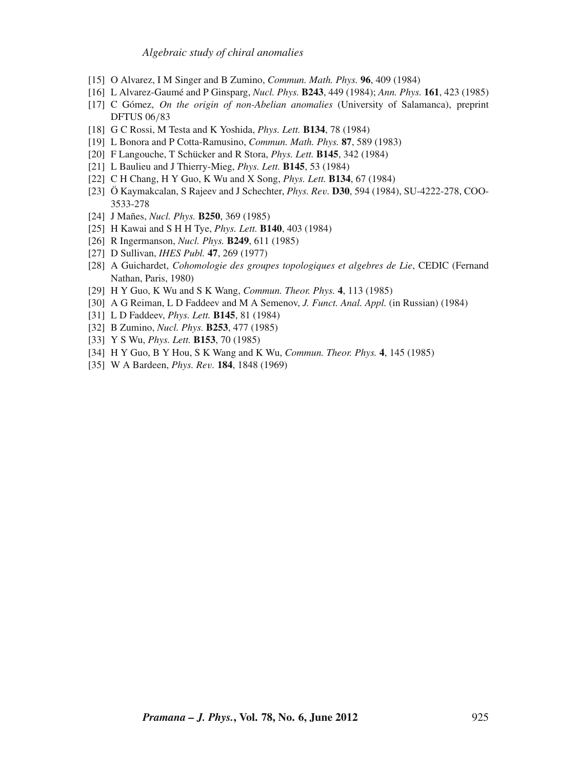[15] O Alvarez, I M Singer and B Zumino, *Commun. Math. Phys.* **96**, 409 (1984)
[16] L Alvarez-Gaumé and P Ginsparg, *Nucl. Phys.* **B243**, 449 (1984); *Ann. Phys.* **161**, 423 (1985)
[17] C Gómez, *On the origin of non-Abelian anomalies* (University of Salamanca), preprint DFTUS 06/83
[18] G C Rossi, M Testa and K Yoshida, *Phys. Lett.* **B134**, 78 (1984)
[19] L Bonora and P Cotta-Ramusino, *Commun. Math. Phys.* **87**, 589 (1983)
[20] F Langouche, T Schücker and R Stora, *Phys. Lett.* **B145**, 342 (1984)
[21] L Baulieu and J Thierry-Mieg, *Phys. Lett.* **B145**, 53 (1984)
[22] C H Chang, H Y Guo, K Wu and X Song, *Phys. Lett.* **B134**, 67 (1984)
[23] Ö Kaymakcalan, S Rajeev and J Schechter, *Phys. Rev.* **D30**, 594 (1984), SU-4222-278, COO-3533-278
[24] J Mañes, *Nucl. Phys.* **B250**, 369 (1985)
[25] H Kawai and S H H Tye, *Phys. Lett.* **B140**, 403 (1984)
[26] R Ingermanson, *Nucl. Phys.* **B249**, 611 (1985)
[27] D Sullivan, *IHES Publ.* **47**, 269 (1977)
[28] A Guichardet, *Cohomologie des groupes topologiques et algebres de Lie*, CEDIC (Fernand Nathan, Paris, 1980)
[29] H Y Guo, K Wu and S K Wang, *Commun. Theor. Phys.* **4**, 113 (1985)
[30] A G Reiman, L D Faddeev and M A Semenov, *J. Funct. Anal. Appl.* (in Russian) (1984)
[31] L D Faddeev, *Phys. Lett.* **B145**, 81 (1984)
[32] B Zumino, *Nucl. Phys.* **B253**, 477 (1985)
[33] Y S Wu, *Phys. Lett.* **B153**, 70 (1985)
[34] H Y Guo, B Y Hou, S K Wang and K Wu, *Commun. Theor. Phys.* **4**, 145 (1985)
[35] W A Bardeen, *Phys. Rev.* **184**, 1848 (1969)